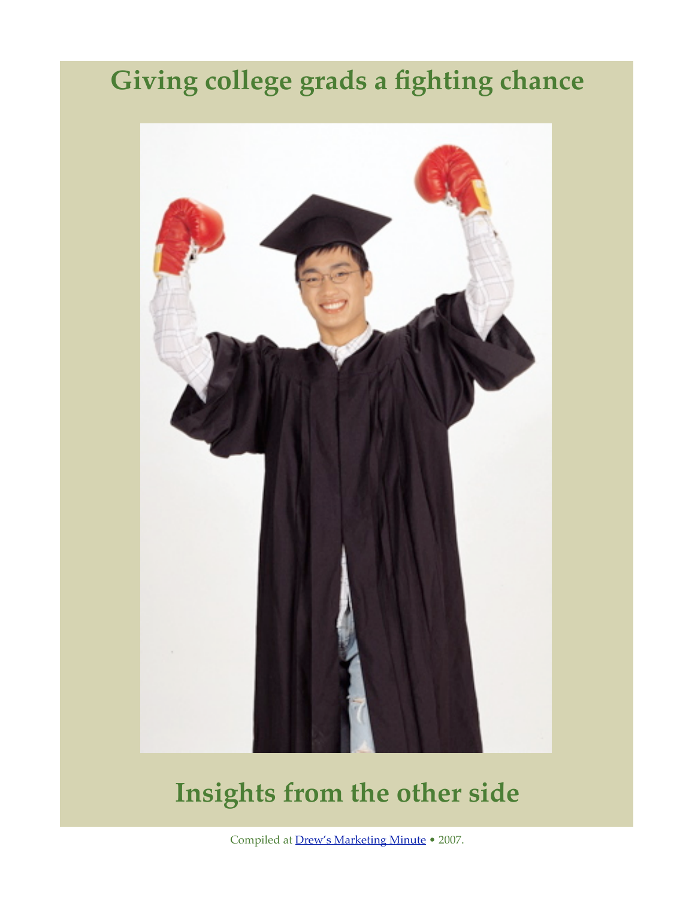# Giving college grads a fighting chance

# Insights from the other side

Compiled at [Drew's Marketing Minute](Drew's Marketing Minute) • 2007.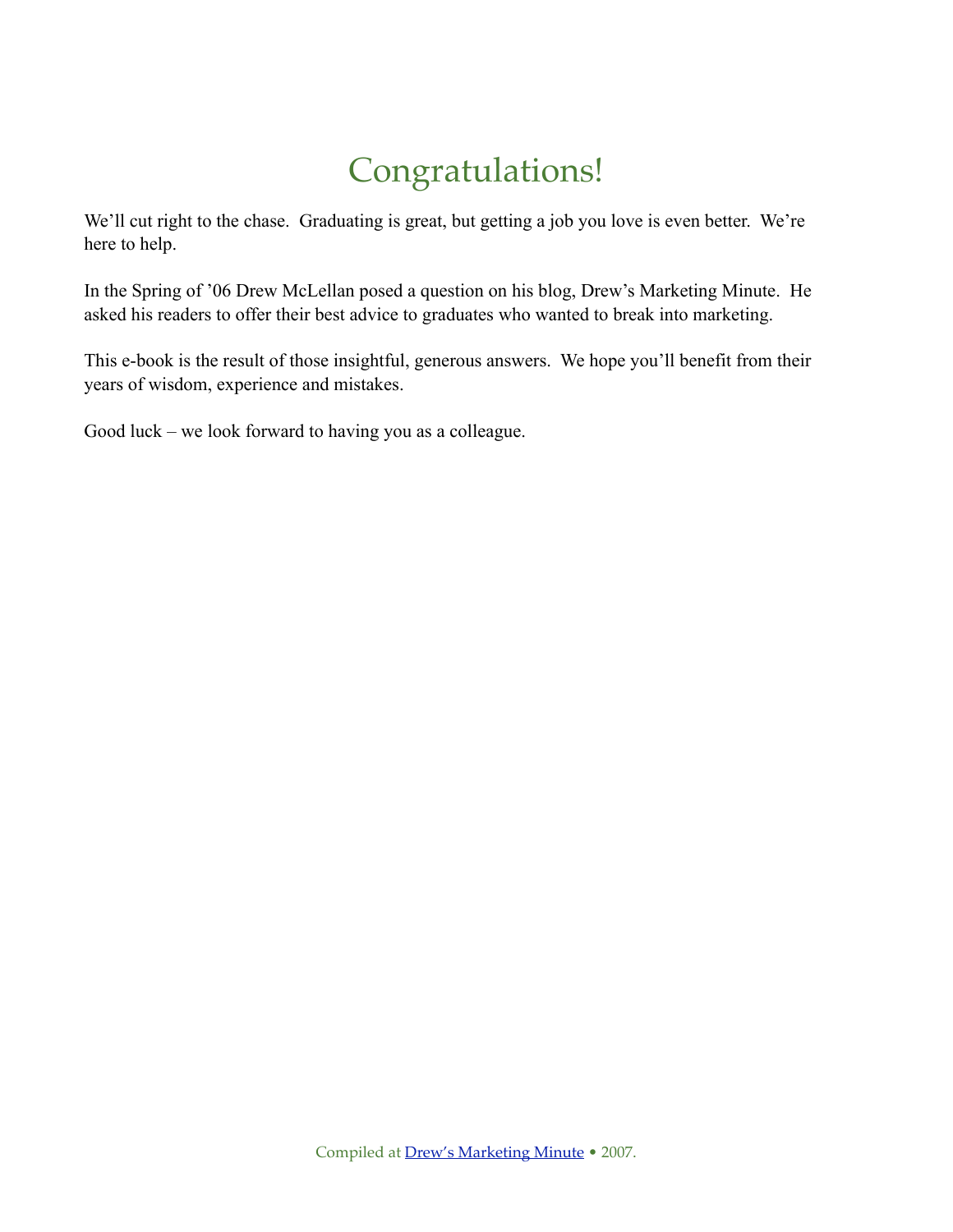# Congratulations!

We'll cut right to the chase. Graduating is great, but getting a job you love is even better. We're here to help.

In the Spring of '06 Drew McLellan posed a question on his blog, Drew's Marketing Minute. He asked his readers to offer their best advice to graduates who wanted to break into marketing.

This e-book is the result of those insightful, generous answers. We hope you'll benefit from their years of wisdom, experience and mistakes.

Good luck – we look forward to having you as a colleague.

Compiled at [Drew's Marketing Minute] • 2007.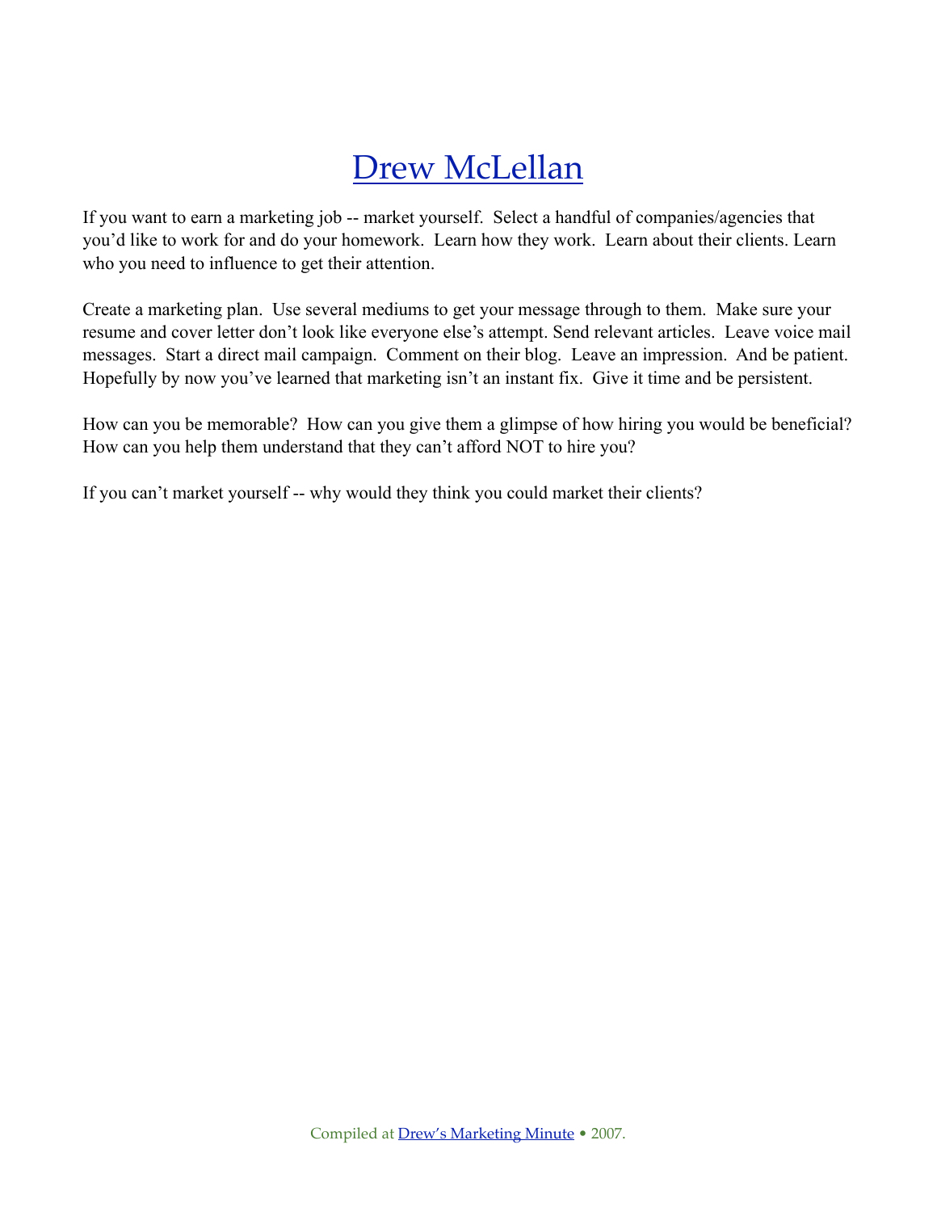# Drew McLellan

If you want to earn a marketing job -- market yourself. Select a handful of companies/agencies that you'd like to work for and do your homework. Learn how they work. Learn about their clients. Learn who you need to influence to get their attention.

Create a marketing plan. Use several mediums to get your message through to them. Make sure your resume and cover letter don't look like everyone else's attempt. Send relevant articles. Leave voice mail messages. Start a direct mail campaign. Comment on their blog. Leave an impression. And be patient. Hopefully by now you've learned that marketing isn't an instant fix. Give it time and be persistent.

How can you be memorable? How can you give them a glimpse of how hiring you would be beneficial? How can you help them understand that they can't afford NOT to hire you?

If you can't market yourself -- why would they think you could market their clients?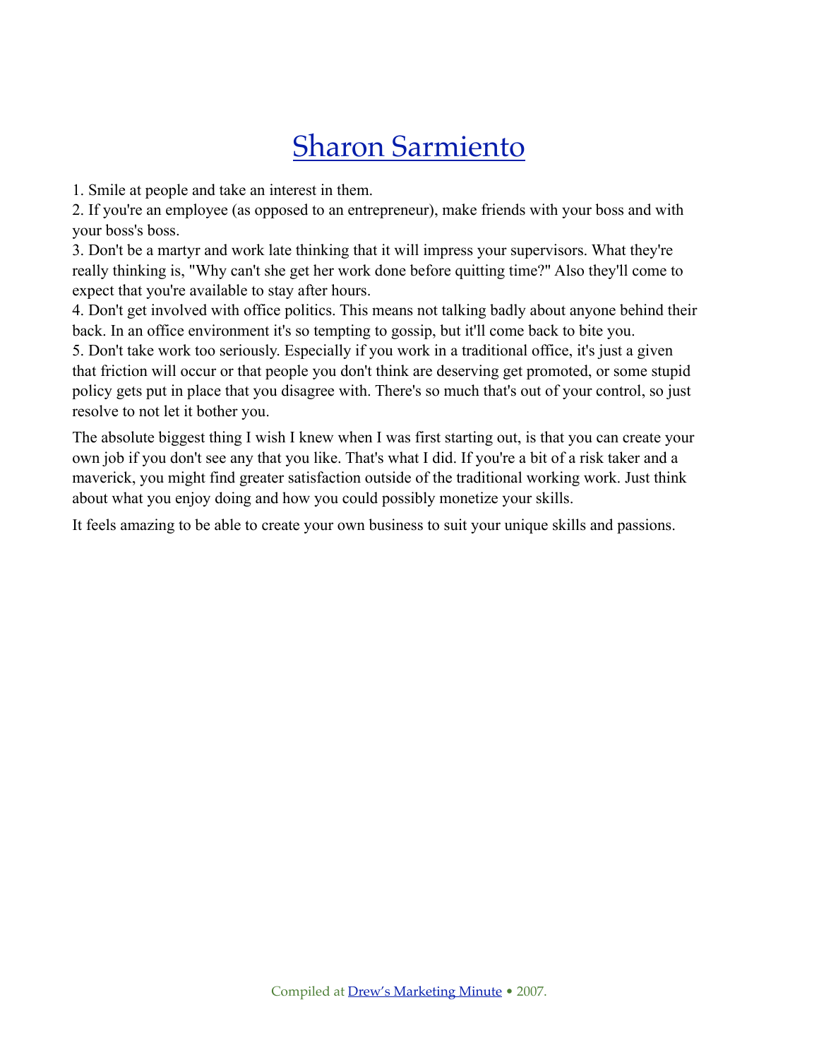# Sharon Sarmiento

1. Smile at people and take an interest in them.
2. If you're an employee (as opposed to an entrepreneur), make friends with your boss and with your boss's boss.
3. Don't be a martyr and work late thinking that it will impress your supervisors. What they're really thinking is, "Why can't she get her work done before quitting time?" Also they'll come to expect that you're available to stay after hours.
4. Don't get involved with office politics. This means not talking badly about anyone behind their back. In an office environment it's so tempting to gossip, but it'll come back to bite you.
5. Don't take work too seriously. Especially if you work in a traditional office, it's just a given that friction will occur or that people you don't think are deserving get promoted, or some stupid policy gets put in place that you disagree with. There's so much that's out of your control, so just resolve to not let it bother you.

The absolute biggest thing I wish I knew when I was first starting out, is that you can create your own job if you don't see any that you like. That's what I did. If you're a bit of a risk taker and a maverick, you might find greater satisfaction outside of the traditional working work. Just think about what you enjoy doing and how you could possibly monetize your skills.

It feels amazing to be able to create your own business to suit your unique skills and passions.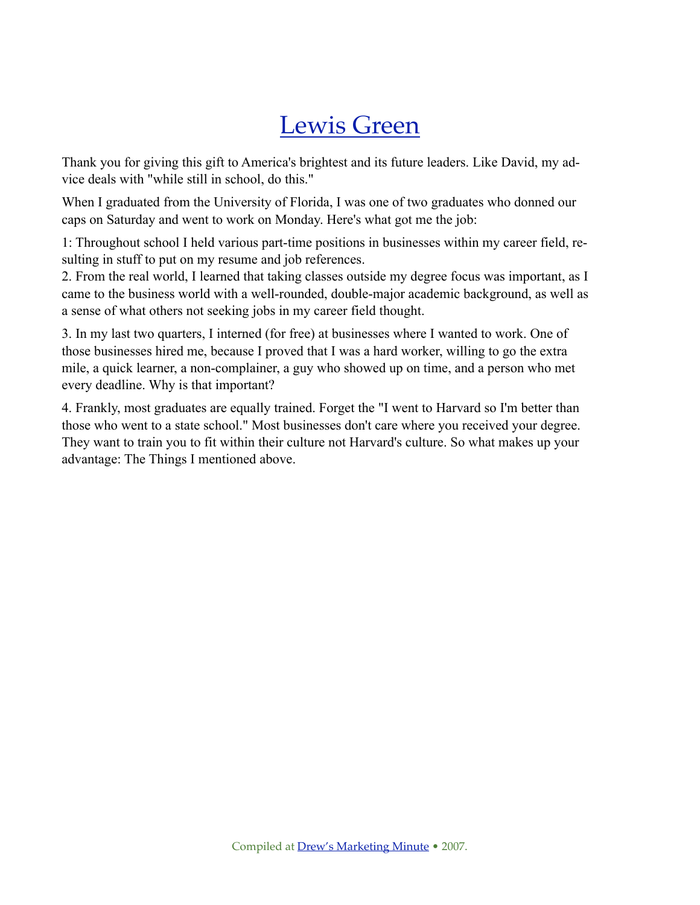# Lewis Green

Thank you for giving this gift to America's brightest and its future leaders. Like David, my advice deals with "while still in school, do this."

When I graduated from the University of Florida, I was one of two graduates who donned our caps on Saturday and went to work on Monday. Here's what got me the job:

1: Throughout school I held various part-time positions in businesses within my career field, resulting in stuff to put on my resume and job references.
2. From the real world, I learned that taking classes outside my degree focus was important, as I came to the business world with a well-rounded, double-major academic background, as well as a sense of what others not seeking jobs in my career field thought.

3. In my last two quarters, I interned (for free) at businesses where I wanted to work. One of those businesses hired me, because I proved that I was a hard worker, willing to go the extra mile, a quick learner, a non-complainer, a guy who showed up on time, and a person who met every deadline. Why is that important?

4. Frankly, most graduates are equally trained. Forget the "I went to Harvard so I'm better than those who went to a state school." Most businesses don't care where you received your degree. They want to train you to fit within their culture not Harvard's culture. So what makes up your advantage: The Things I mentioned above.

Compiled at Drew's Marketing Minute • 2007.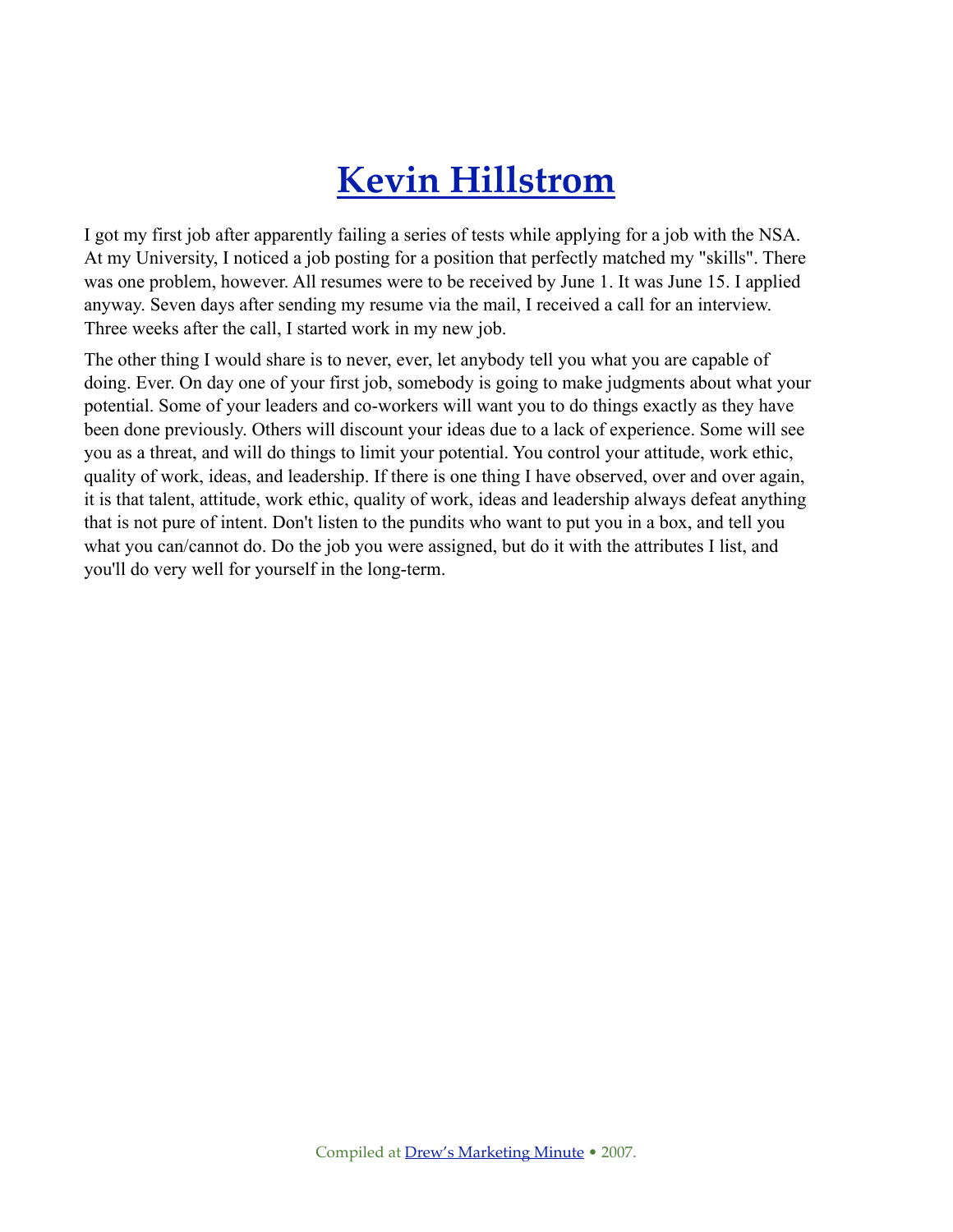# Kevin Hillstrom

I got my first job after apparently failing a series of tests while applying for a job with the NSA. At my University, I noticed a job posting for a position that perfectly matched my "skills". There was one problem, however. All resumes were to be received by June 1. It was June 15. I applied anyway. Seven days after sending my resume via the mail, I received a call for an interview. Three weeks after the call, I started work in my new job.

The other thing I would share is to never, ever, let anybody tell you what you are capable of doing. Ever. On day one of your first job, somebody is going to make judgments about what your potential. Some of your leaders and co-workers will want you to do things exactly as they have been done previously. Others will discount your ideas due to a lack of experience. Some will see you as a threat, and will do things to limit your potential. You control your attitude, work ethic, quality of work, ideas, and leadership. If there is one thing I have observed, over and over again, it is that talent, attitude, work ethic, quality of work, ideas and leadership always defeat anything that is not pure of intent. Don't listen to the pundits who want to put you in a box, and tell you what you can/cannot do. Do the job you were assigned, but do it with the attributes I list, and you'll do very well for yourself in the long-term.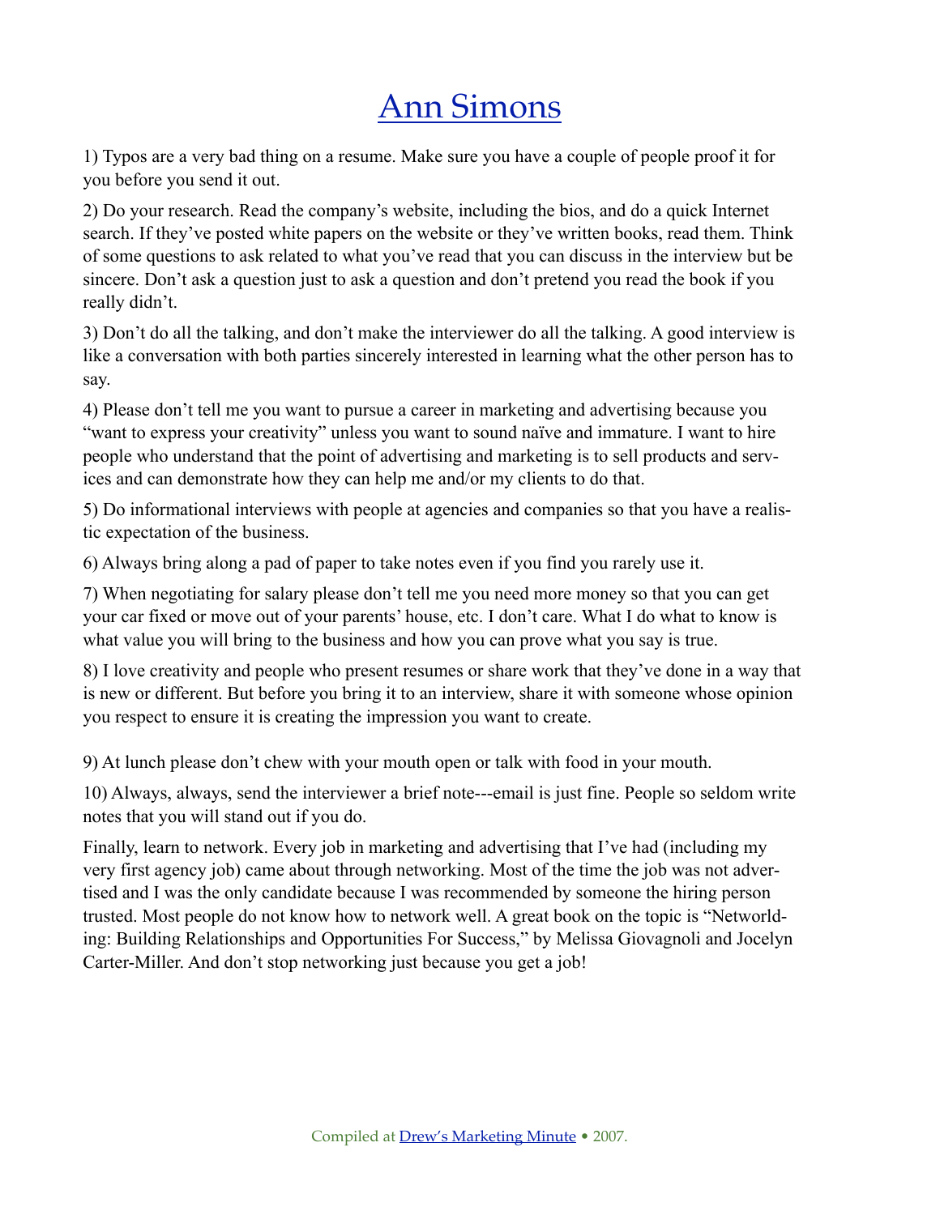# Ann Simons

1) Typos are a very bad thing on a resume. Make sure you have a couple of people proof it for you before you send it out.

2) Do your research. Read the company's website, including the bios, and do a quick Internet search. If they've posted white papers on the website or they've written books, read them. Think of some questions to ask related to what you've read that you can discuss in the interview but be sincere. Don't ask a question just to ask a question and don't pretend you read the book if you really didn't.

3) Don't do all the talking, and don't make the interviewer do all the talking. A good interview is like a conversation with both parties sincerely interested in learning what the other person has to say.

4) Please don't tell me you want to pursue a career in marketing and advertising because you "want to express your creativity" unless you want to sound naïve and immature. I want to hire people who understand that the point of advertising and marketing is to sell products and services and can demonstrate how they can help me and/or my clients to do that.

5) Do informational interviews with people at agencies and companies so that you have a realistic expectation of the business.

6) Always bring along a pad of paper to take notes even if you find you rarely use it.

7) When negotiating for salary please don't tell me you need more money so that you can get your car fixed or move out of your parents' house, etc. I don't care. What I do what to know is what value you will bring to the business and how you can prove what you say is true.

8) I love creativity and people who present resumes or share work that they've done in a way that is new or different. But before you bring it to an interview, share it with someone whose opinion you respect to ensure it is creating the impression you want to create.

9) At lunch please don't chew with your mouth open or talk with food in your mouth.

10) Always, always, send the interviewer a brief note---email is just fine. People so seldom write notes that you will stand out if you do.

Finally, learn to network. Every job in marketing and advertising that I've had (including my very first agency job) came about through networking. Most of the time the job was not advertised and I was the only candidate because I was recommended by someone the hiring person trusted. Most people do not know how to network well. A great book on the topic is "Networlding: Building Relationships and Opportunities For Success," by Melissa Giovagnoli and Jocelyn Carter-Miller. And don't stop networking just because you get a job!

Compiled at Drew's Marketing Minute • 2007.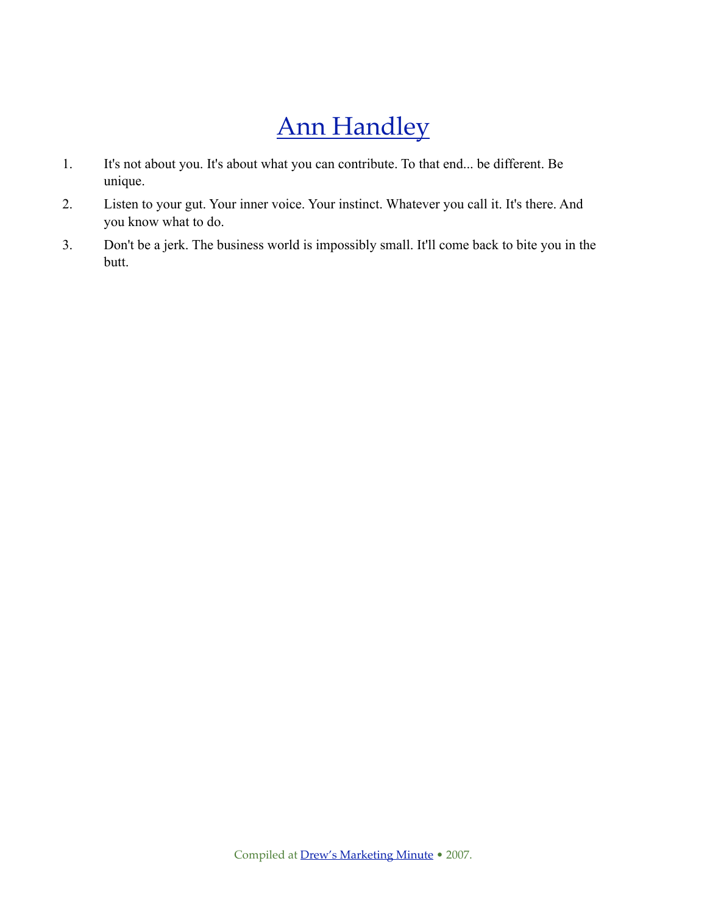# Ann Handley

1. It's not about you. It's about what you can contribute. To that end... be different. Be unique.
2. Listen to your gut. Your inner voice. Your instinct. Whatever you call it. It's there. And you know what to do.
3. Don't be a jerk. The business world is impossibly small. It'll come back to bite you in the butt.

Compiled at Drew's Marketing Minute • 2007.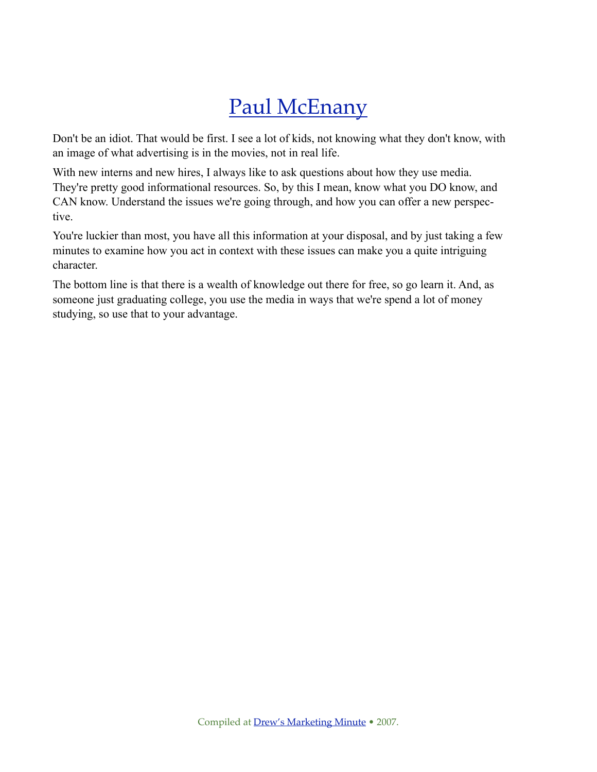# Paul McEnany

Don't be an idiot. That would be first. I see a lot of kids, not knowing what they don't know, with an image of what advertising is in the movies, not in real life.

With new interns and new hires, I always like to ask questions about how they use media. They're pretty good informational resources. So, by this I mean, know what you DO know, and CAN know. Understand the issues we're going through, and how you can offer a new perspective.

You're luckier than most, you have all this information at your disposal, and by just taking a few minutes to examine how you act in context with these issues can make you a quite intriguing character.

The bottom line is that there is a wealth of knowledge out there for free, so go learn it. And, as someone just graduating college, you use the media in ways that we're spend a lot of money studying, so use that to your advantage.

Compiled at Drew's Marketing Minute • 2007.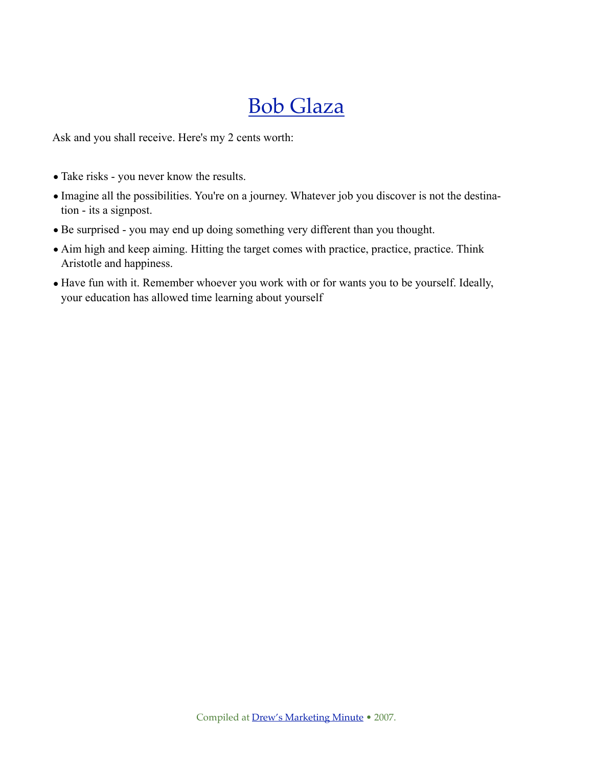# Bob Glaza

Ask and you shall receive. Here's my 2 cents worth:

- Take risks - you never know the results.
- Imagine all the possibilities. You're on a journey. Whatever job you discover is not the destination - its a signpost.
- Be surprised - you may end up doing something very different than you thought.
- Aim high and keep aiming. Hitting the target comes with practice, practice, practice. Think Aristotle and happiness.
- Have fun with it. Remember whoever you work with or for wants you to be yourself. Ideally, your education has allowed time learning about yourself

Compiled at Drew's Marketing Minute • 2007.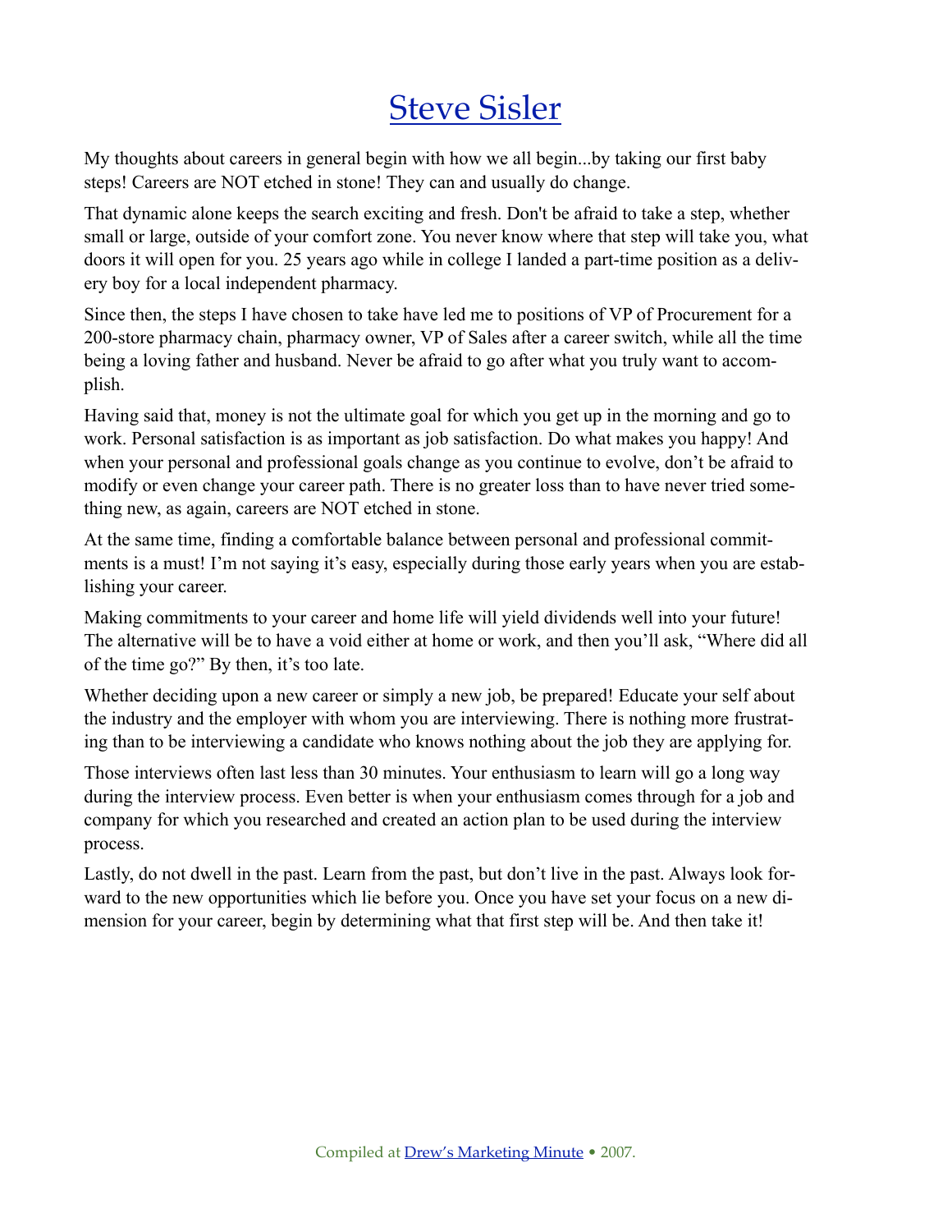# Steve Sisler

My thoughts about careers in general begin with how we all begin...by taking our first baby steps! Careers are NOT etched in stone! They can and usually do change.

That dynamic alone keeps the search exciting and fresh. Don't be afraid to take a step, whether small or large, outside of your comfort zone. You never know where that step will take you, what doors it will open for you. 25 years ago while in college I landed a part-time position as a delivery boy for a local independent pharmacy.

Since then, the steps I have chosen to take have led me to positions of VP of Procurement for a 200-store pharmacy chain, pharmacy owner, VP of Sales after a career switch, while all the time being a loving father and husband. Never be afraid to go after what you truly want to accomplish.

Having said that, money is not the ultimate goal for which you get up in the morning and go to work. Personal satisfaction is as important as job satisfaction. Do what makes you happy! And when your personal and professional goals change as you continue to evolve, don't be afraid to modify or even change your career path. There is no greater loss than to have never tried something new, as again, careers are NOT etched in stone.

At the same time, finding a comfortable balance between personal and professional commitments is a must! I'm not saying it's easy, especially during those early years when you are establishing your career.

Making commitments to your career and home life will yield dividends well into your future! The alternative will be to have a void either at home or work, and then you'll ask, "Where did all of the time go?" By then, it's too late.

Whether deciding upon a new career or simply a new job, be prepared! Educate your self about the industry and the employer with whom you are interviewing. There is nothing more frustrating than to be interviewing a candidate who knows nothing about the job they are applying for.

Those interviews often last less than 30 minutes. Your enthusiasm to learn will go a long way during the interview process. Even better is when your enthusiasm comes through for a job and company for which you researched and created an action plan to be used during the interview process.

Lastly, do not dwell in the past. Learn from the past, but don't live in the past. Always look forward to the new opportunities which lie before you. Once you have set your focus on a new dimension for your career, begin by determining what that first step will be. And then take it!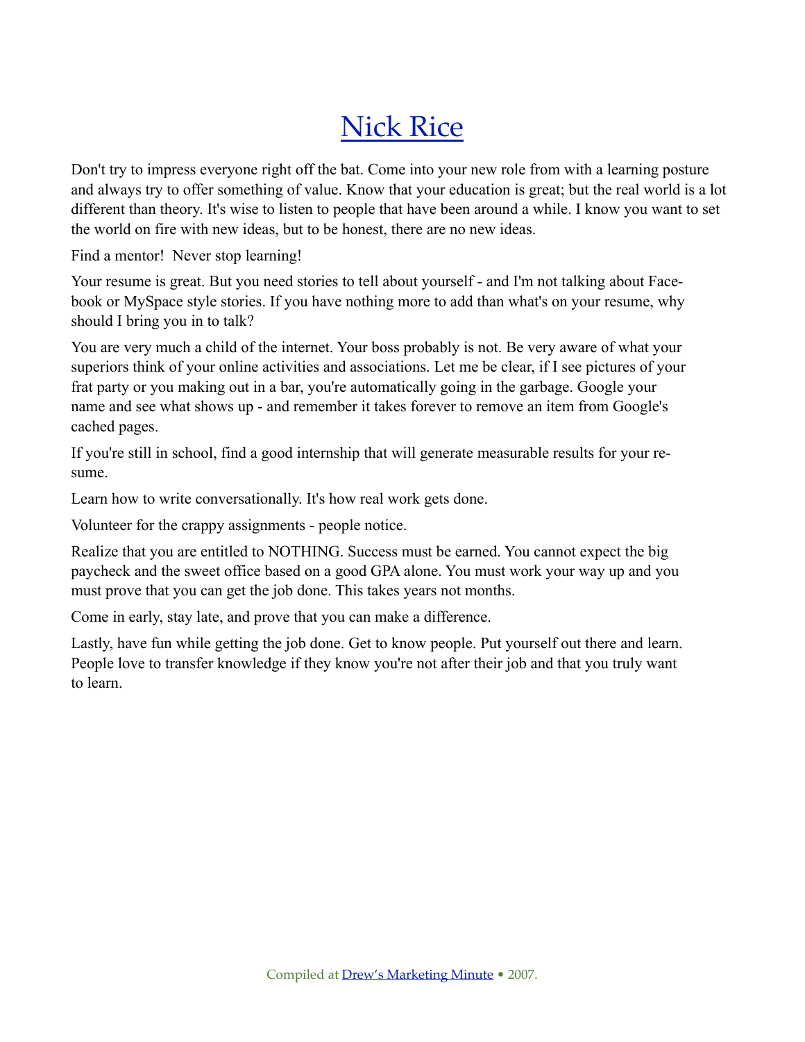# Nick Rice

Don't try to impress everyone right off the bat. Come into your new role from with a learning posture and always try to offer something of value. Know that your education is great; but the real world is a lot different than theory. It's wise to listen to people that have been around a while. I know you want to set the world on fire with new ideas, but to be honest, there are no new ideas.

Find a mentor! Never stop learning!

Your resume is great. But you need stories to tell about yourself - and I'm not talking about Facebook or MySpace style stories. If you have nothing more to add than what's on your resume, why should I bring you in to talk?

You are very much a child of the internet. Your boss probably is not. Be very aware of what your superiors think of your online activities and associations. Let me be clear, if I see pictures of your frat party or you making out in a bar, you're automatically going in the garbage. Google your name and see what shows up - and remember it takes forever to remove an item from Google's cached pages.

If you're still in school, find a good internship that will generate measurable results for your resume.

Learn how to write conversationally. It's how real work gets done.

Volunteer for the crappy assignments - people notice.

Realize that you are entitled to NOTHING. Success must be earned. You cannot expect the big paycheck and the sweet office based on a good GPA alone. You must work your way up and you must prove that you can get the job done. This takes years not months.

Come in early, stay late, and prove that you can make a difference.

Lastly, have fun while getting the job done. Get to know people. Put yourself out there and learn. People love to transfer knowledge if they know you're not after their job and that you truly want to learn.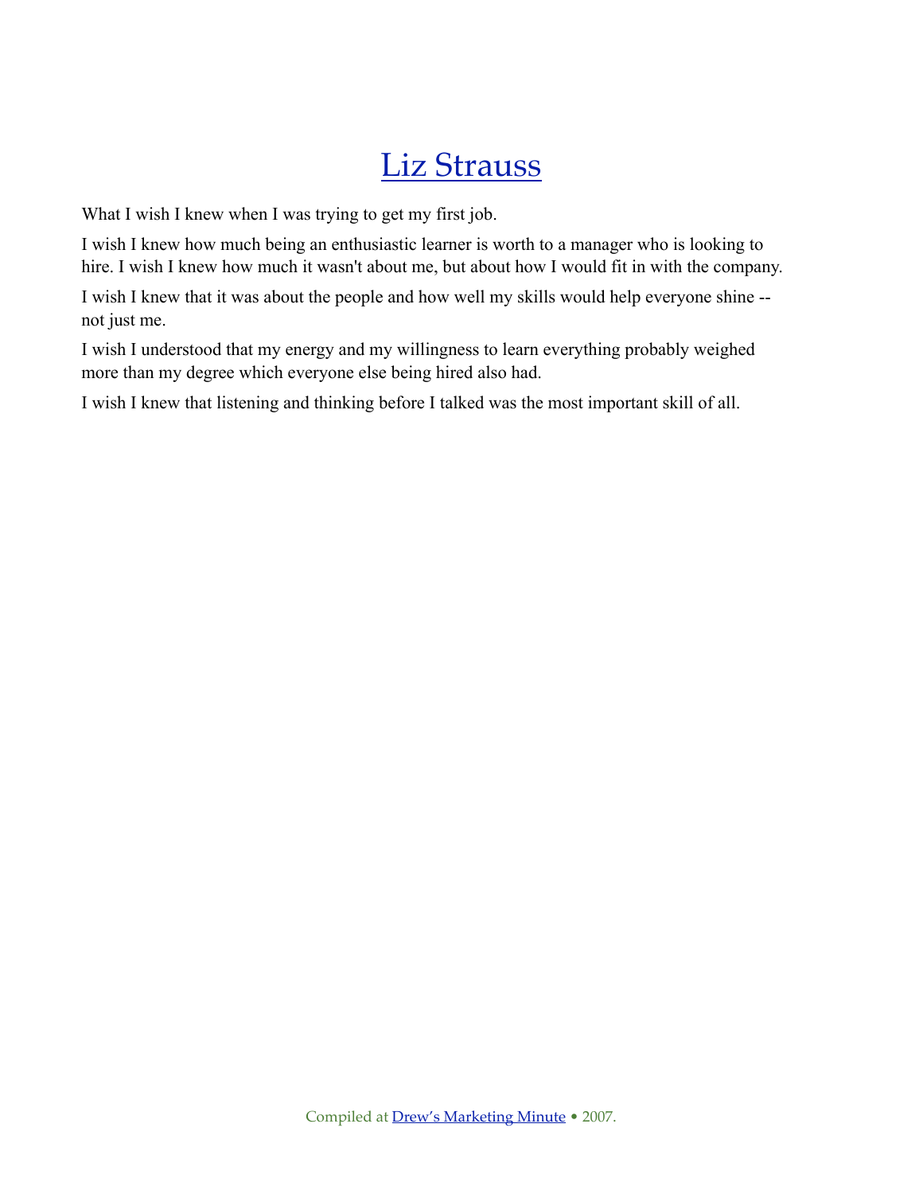# Liz Strauss

What I wish I knew when I was trying to get my first job.

I wish I knew how much being an enthusiastic learner is worth to a manager who is looking to hire. I wish I knew how much it wasn't about me, but about how I would fit in with the company.

I wish I knew that it was about the people and how well my skills would help everyone shine -- not just me.

I wish I understood that my energy and my willingness to learn everything probably weighed more than my degree which everyone else being hired also had.

I wish I knew that listening and thinking before I talked was the most important skill of all.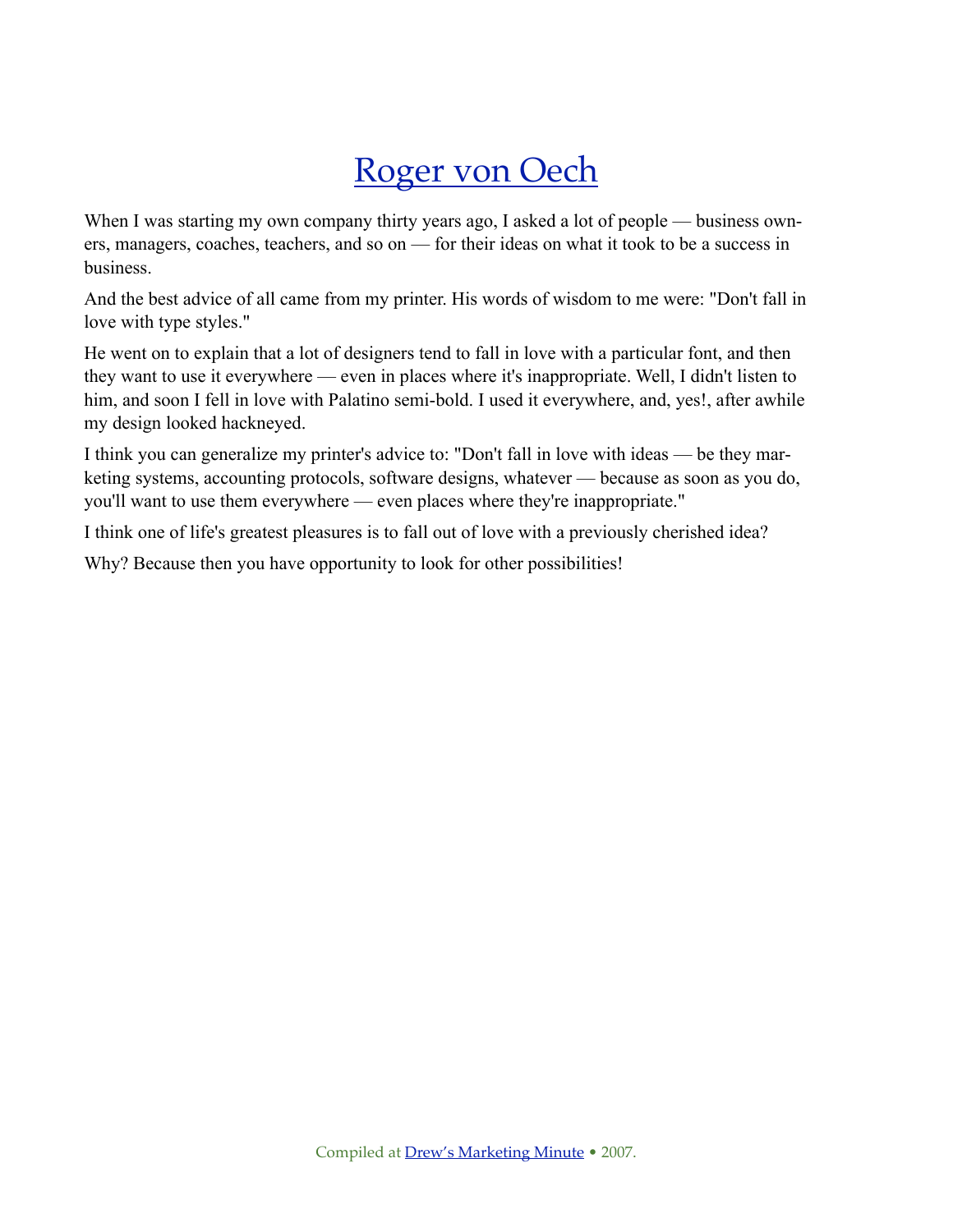# Roger von Oech

When I was starting my own company thirty years ago, I asked a lot of people — business owners, managers, coaches, teachers, and so on — for their ideas on what it took to be a success in business.

And the best advice of all came from my printer. His words of wisdom to me were: "Don't fall in love with type styles."

He went on to explain that a lot of designers tend to fall in love with a particular font, and then they want to use it everywhere — even in places where it's inappropriate. Well, I didn't listen to him, and soon I fell in love with Palatino semi-bold. I used it everywhere, and, yes!, after awhile my design looked hackneyed.

I think you can generalize my printer's advice to: "Don't fall in love with ideas — be they marketing systems, accounting protocols, software designs, whatever — because as soon as you do, you'll want to use them everywhere — even places where they're inappropriate."

I think one of life's greatest pleasures is to fall out of love with a previously cherished idea?

Why? Because then you have opportunity to look for other possibilities!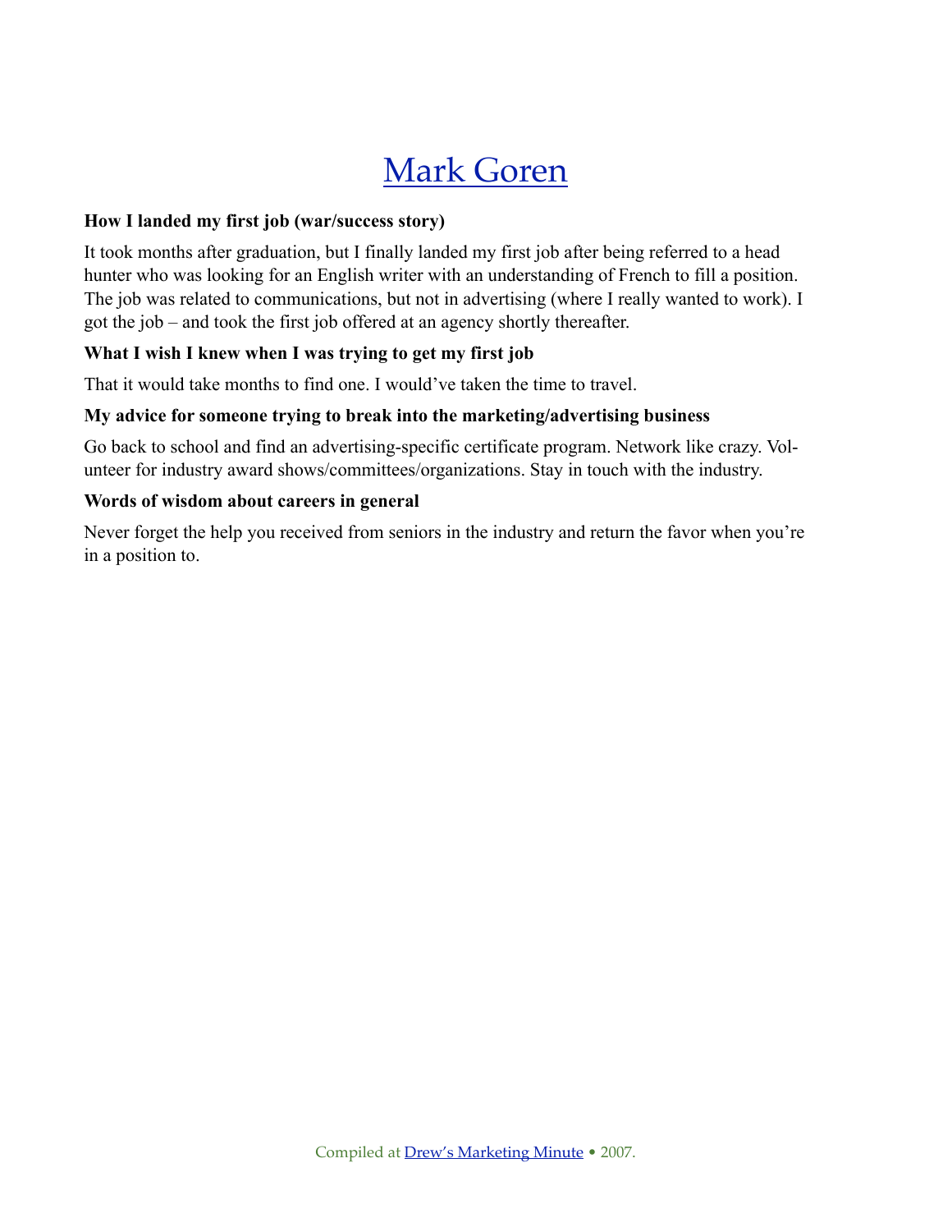# Mark Goren

**How I landed my first job (war/success story)**

It took months after graduation, but I finally landed my first job after being referred to a head hunter who was looking for an English writer with an understanding of French to fill a position. The job was related to communications, but not in advertising (where I really wanted to work). I got the job – and took the first job offered at an agency shortly thereafter.

**What I wish I knew when I was trying to get my first job**

That it would take months to find one. I would've taken the time to travel.

**My advice for someone trying to break into the marketing/advertising business**

Go back to school and find an advertising-specific certificate program. Network like crazy. Volunteer for industry award shows/committees/organizations. Stay in touch with the industry.

**Words of wisdom about careers in general**

Never forget the help you received from seniors in the industry and return the favor when you're in a position to.

Compiled at Drew's Marketing Minute • 2007.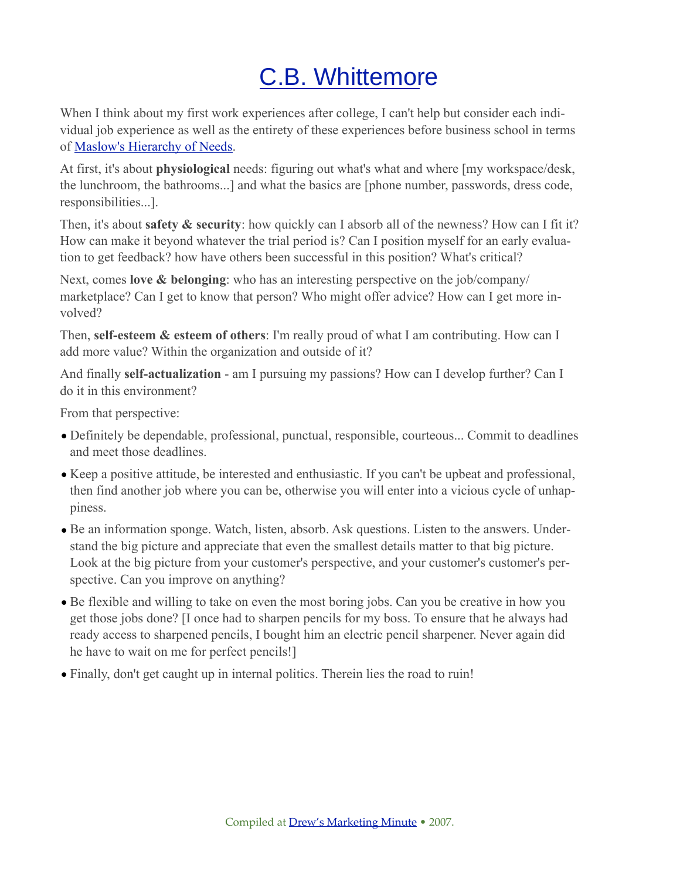# C.B. Whittemore

When I think about my first work experiences after college, I can't help but consider each individual job experience as well as the entirety of these experiences before business school in terms of Maslow's Hierarchy of Needs.

At first, it's about **physiological** needs: figuring out what's what and where [my workspace/desk, the lunchroom, the bathrooms...] and what the basics are [phone number, passwords, dress code, responsibilities...].

Then, it's about **safety & security**: how quickly can I absorb all of the newness? How can I fit it? How can make it beyond whatever the trial period is? Can I position myself for an early evaluation to get feedback? how have others been successful in this position? What's critical?

Next, comes **love & belonging**: who has an interesting perspective on the job/company/marketplace? Can I get to know that person? Who might offer advice? How can I get more involved?

Then, **self-esteem & esteem of others**: I'm really proud of what I am contributing. How can I add more value? Within the organization and outside of it?

And finally **self-actualization** - am I pursuing my passions? How can I develop further? Can I do it in this environment?

From that perspective:

- Definitely be dependable, professional, punctual, responsible, courteous... Commit to deadlines and meet those deadlines.
- Keep a positive attitude, be interested and enthusiastic. If you can't be upbeat and professional, then find another job where you can be, otherwise you will enter into a vicious cycle of unhappiness.
- Be an information sponge. Watch, listen, absorb. Ask questions. Listen to the answers. Understand the big picture and appreciate that even the smallest details matter to that big picture. Look at the big picture from your customer's perspective, and your customer's customer's perspective. Can you improve on anything?
- Be flexible and willing to take on even the most boring jobs. Can you be creative in how you get those jobs done? [I once had to sharpen pencils for my boss. To ensure that he always had ready access to sharpened pencils, I bought him an electric pencil sharpener. Never again did he have to wait on me for perfect pencils!]
- Finally, don't get caught up in internal politics. Therein lies the road to ruin!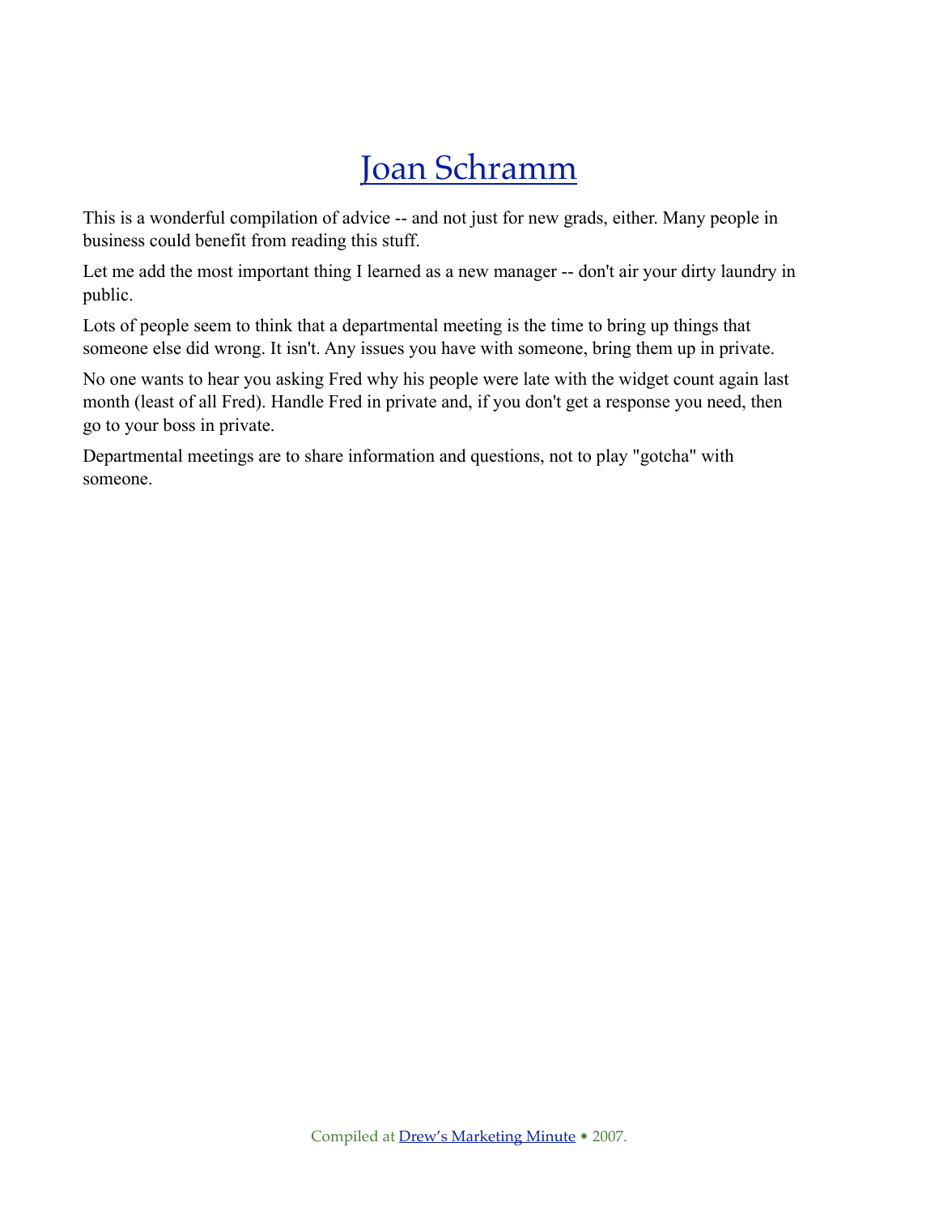# Joan Schramm

This is a wonderful compilation of advice -- and not just for new grads, either. Many people in business could benefit from reading this stuff.

Let me add the most important thing I learned as a new manager -- don't air your dirty laundry in public.

Lots of people seem to think that a departmental meeting is the time to bring up things that someone else did wrong. It isn't. Any issues you have with someone, bring them up in private.

No one wants to hear you asking Fred why his people were late with the widget count again last month (least of all Fred). Handle Fred in private and, if you don't get a response you need, then go to your boss in private.

Departmental meetings are to share information and questions, not to play "gotcha" with someone.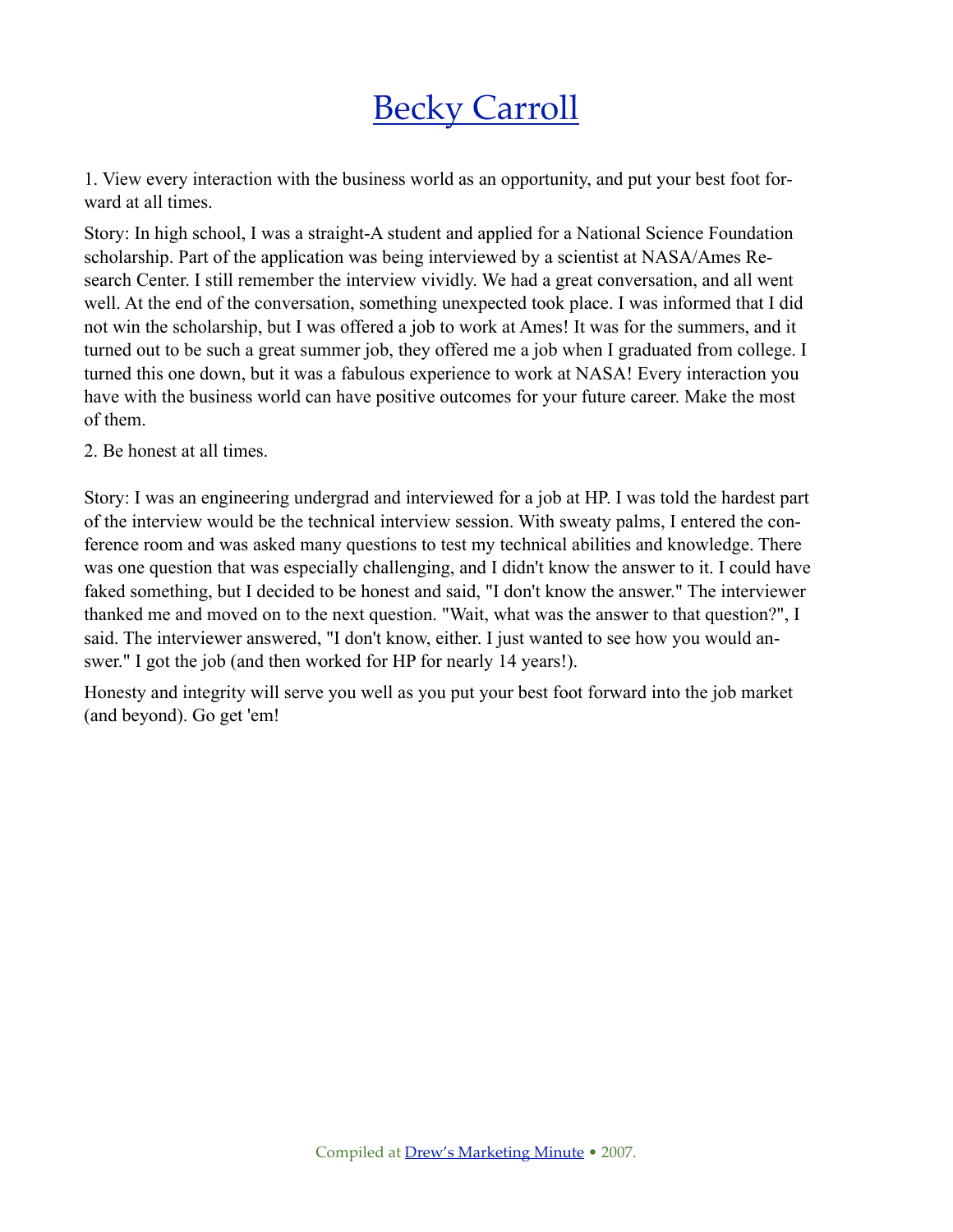# Becky Carroll

1. View every interaction with the business world as an opportunity, and put your best foot forward at all times.

Story: In high school, I was a straight-A student and applied for a National Science Foundation scholarship. Part of the application was being interviewed by a scientist at NASA/Ames Research Center. I still remember the interview vividly. We had a great conversation, and all went well. At the end of the conversation, something unexpected took place. I was informed that I did not win the scholarship, but I was offered a job to work at Ames! It was for the summers, and it turned out to be such a great summer job, they offered me a job when I graduated from college. I turned this one down, but it was a fabulous experience to work at NASA! Every interaction you have with the business world can have positive outcomes for your future career. Make the most of them.

2. Be honest at all times.

Story: I was an engineering undergrad and interviewed for a job at HP. I was told the hardest part of the interview would be the technical interview session. With sweaty palms, I entered the conference room and was asked many questions to test my technical abilities and knowledge. There was one question that was especially challenging, and I didn't know the answer to it. I could have faked something, but I decided to be honest and said, "I don't know the answer." The interviewer thanked me and moved on to the next question. "Wait, what was the answer to that question?", I said. The interviewer answered, "I don't know, either. I just wanted to see how you would answer." I got the job (and then worked for HP for nearly 14 years!).

Honesty and integrity will serve you well as you put your best foot forward into the job market (and beyond). Go get 'em!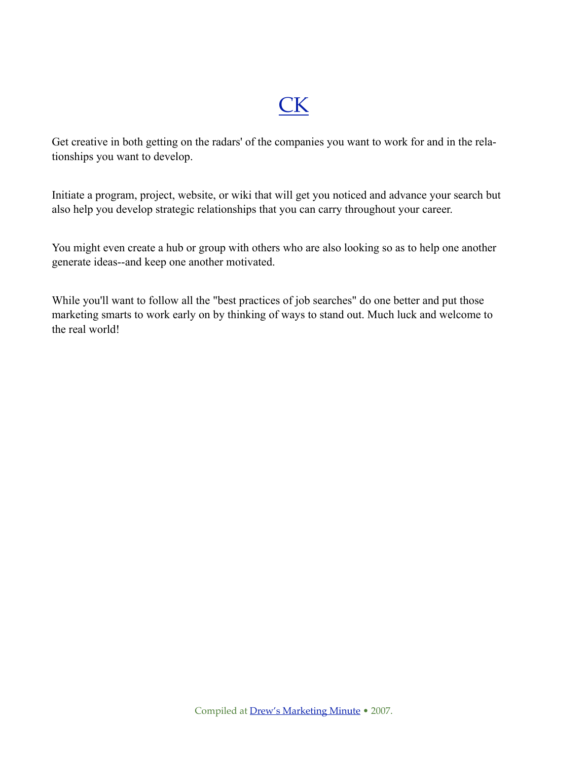# CK

Get creative in both getting on the radars' of the companies you want to work for and in the relationships you want to develop.

Initiate a program, project, website, or wiki that will get you noticed and advance your search but also help you develop strategic relationships that you can carry throughout your career.

You might even create a hub or group with others who are also looking so as to help one another generate ideas--and keep one another motivated.

While you'll want to follow all the "best practices of job searches" do one better and put those marketing smarts to work early on by thinking of ways to stand out. Much luck and welcome to the real world!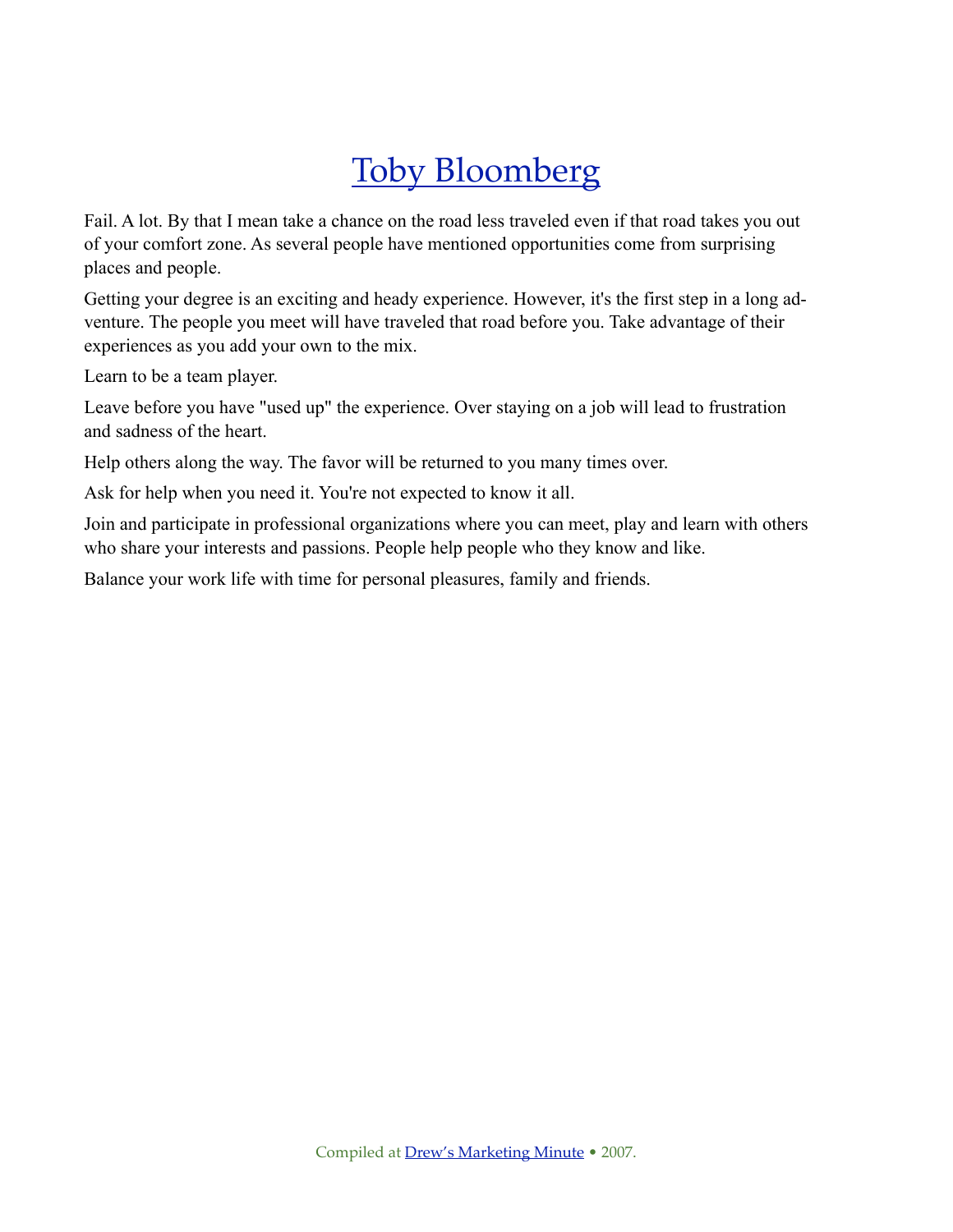# Toby Bloomberg

Fail. A lot. By that I mean take a chance on the road less traveled even if that road takes you out of your comfort zone. As several people have mentioned opportunities come from surprising places and people.

Getting your degree is an exciting and heady experience. However, it's the first step in a long adventure. The people you meet will have traveled that road before you. Take advantage of their experiences as you add your own to the mix.

Learn to be a team player.

Leave before you have "used up" the experience. Over staying on a job will lead to frustration and sadness of the heart.

Help others along the way. The favor will be returned to you many times over.

Ask for help when you need it. You're not expected to know it all.

Join and participate in professional organizations where you can meet, play and learn with others who share your interests and passions. People help people who they know and like.

Balance your work life with time for personal pleasures, family and friends.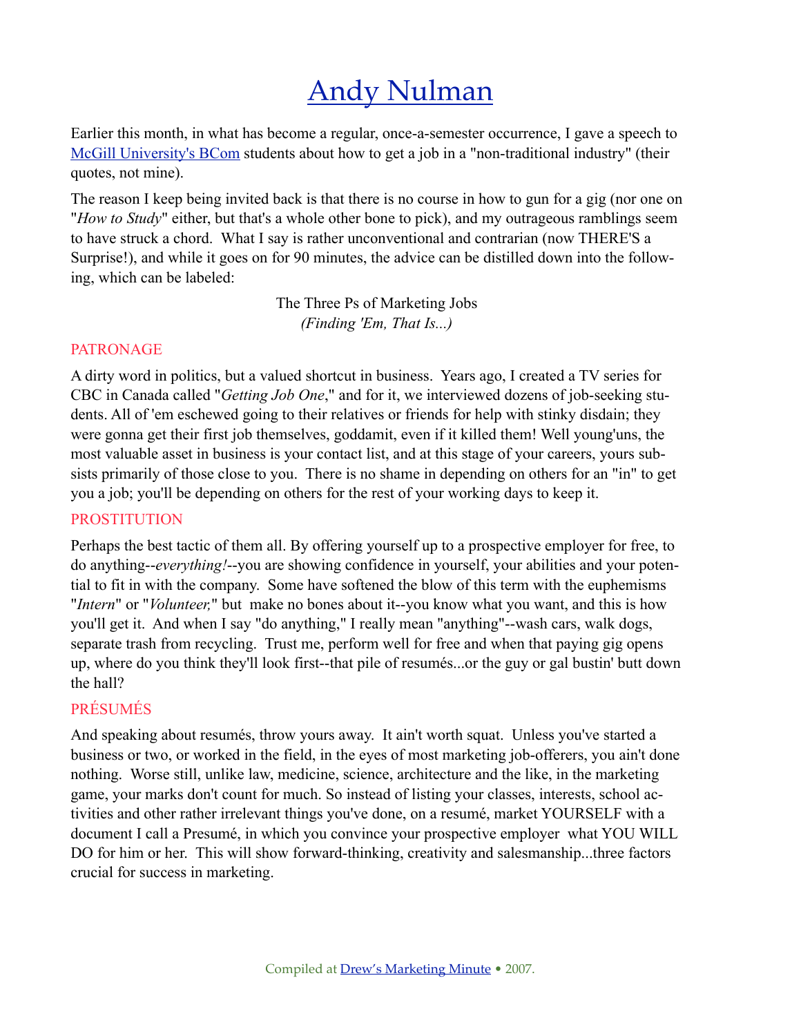# Andy Nulman

Earlier this month, in what has become a regular, once-a-semester occurrence, I gave a speech to McGill University's BCom students about how to get a job in a "non-traditional industry" (their quotes, not mine).

The reason I keep being invited back is that there is no course in how to gun for a gig (nor one on "*How to Study*" either, but that's a whole other bone to pick), and my outrageous ramblings seem to have struck a chord. What I say is rather unconventional and contrarian (now THERE'S a Surprise!), and while it goes on for 90 minutes, the advice can be distilled down into the following, which can be labeled:

The Three Ps of Marketing Jobs
*(Finding 'Em, That Is...)*

### PATRONAGE

A dirty word in politics, but a valued shortcut in business. Years ago, I created a TV series for CBC in Canada called "*Getting Job One*," and for it, we interviewed dozens of job-seeking students. All of 'em eschewed going to their relatives or friends for help with stinky disdain; they were gonna get their first job themselves, goddamit, even if it killed them! Well young'uns, the most valuable asset in business is your contact list, and at this stage of your careers, yours subsists primarily of those close to you. There is no shame in depending on others for an "in" to get you a job; you'll be depending on others for the rest of your working days to keep it.

### PROSTITUTION

Perhaps the best tactic of them all. By offering yourself up to a prospective employer for free, to do anything--*everything!*--you are showing confidence in yourself, your abilities and your potential to fit in with the company. Some have softened the blow of this term with the euphemisms "*Intern*" or "*Volunteer,*" but make no bones about it--you know what you want, and this is how you'll get it. And when I say "do anything," I really mean "anything"--wash cars, walk dogs, separate trash from recycling. Trust me, perform well for free and when that paying gig opens up, where do you think they'll look first--that pile of resumés...or the guy or gal bustin' butt down the hall?

### PRÉSUMÉS

And speaking about resumés, throw yours away. It ain't worth squat. Unless you've started a business or two, or worked in the field, in the eyes of most marketing job-offerers, you ain't done nothing. Worse still, unlike law, medicine, science, architecture and the like, in the marketing game, your marks don't count for much. So instead of listing your classes, interests, school activities and other rather irrelevant things you've done, on a resumé, market YOURSELF with a document I call a Presumé, in which you convince your prospective employer what YOU WILL DO for him or her. This will show forward-thinking, creativity and salesmanship...three factors crucial for success in marketing.

Compiled at Drew's Marketing Minute • 2007.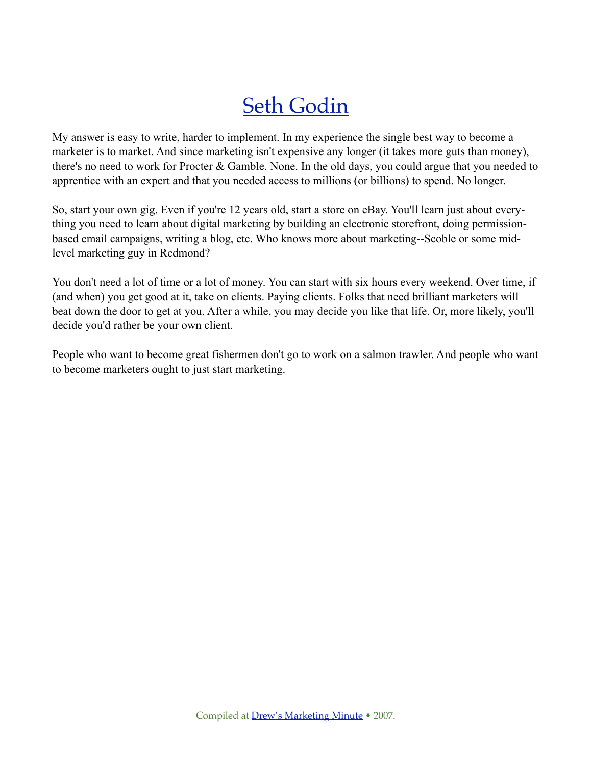# Seth Godin

My answer is easy to write, harder to implement. In my experience the single best way to become a marketer is to market. And since marketing isn't expensive any longer (it takes more guts than money), there's no need to work for Procter & Gamble. None. In the old days, you could argue that you needed to apprentice with an expert and that you needed access to millions (or billions) to spend. No longer.

So, start your own gig. Even if you're 12 years old, start a store on eBay. You'll learn just about everything you need to learn about digital marketing by building an electronic storefront, doing permission-based email campaigns, writing a blog, etc. Who knows more about marketing--Scoble or some mid-level marketing guy in Redmond?

You don't need a lot of time or a lot of money. You can start with six hours every weekend. Over time, if (and when) you get good at it, take on clients. Paying clients. Folks that need brilliant marketers will beat down the door to get at you. After a while, you may decide you like that life. Or, more likely, you'll decide you'd rather be your own client.

People who want to become great fishermen don't go to work on a salmon trawler. And people who want to become marketers ought to just start marketing.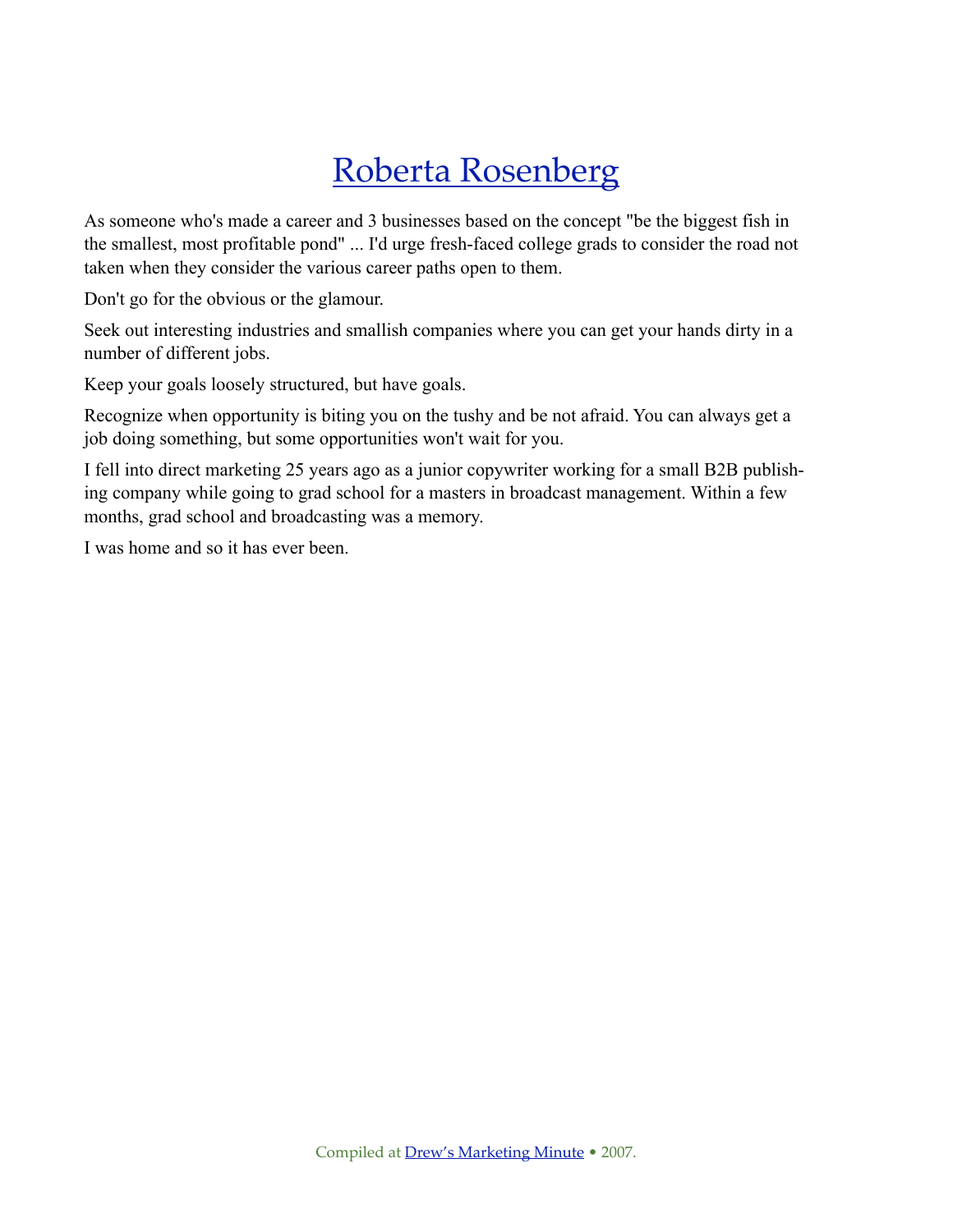# Roberta Rosenberg

As someone who's made a career and 3 businesses based on the concept "be the biggest fish in the smallest, most profitable pond" ... I'd urge fresh-faced college grads to consider the road not taken when they consider the various career paths open to them.

Don't go for the obvious or the glamour.

Seek out interesting industries and smallish companies where you can get your hands dirty in a number of different jobs.

Keep your goals loosely structured, but have goals.

Recognize when opportunity is biting you on the tushy and be not afraid. You can always get a job doing something, but some opportunities won't wait for you.

I fell into direct marketing 25 years ago as a junior copywriter working for a small B2B publishing company while going to grad school for a masters in broadcast management. Within a few months, grad school and broadcasting was a memory.

I was home and so it has ever been.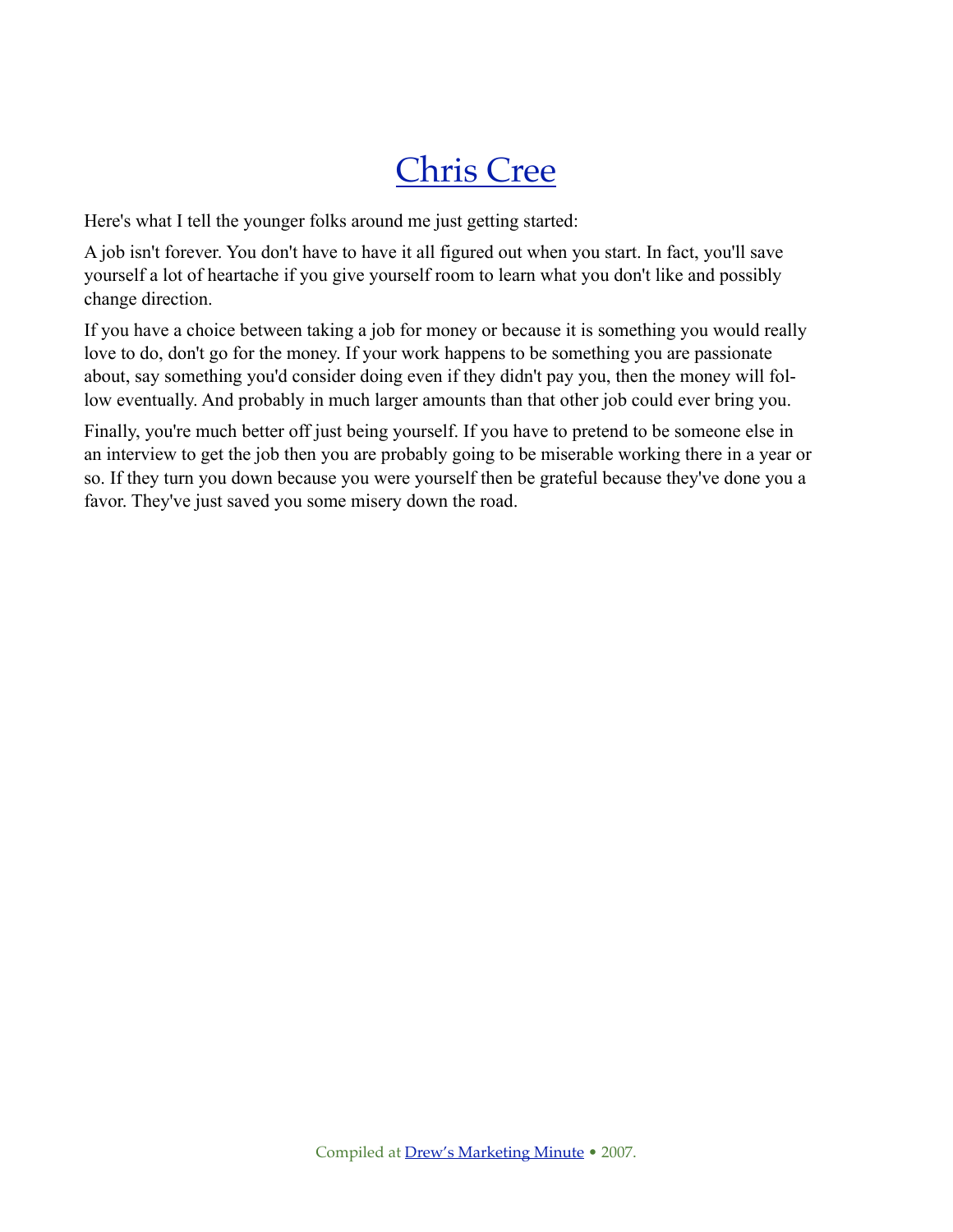# Chris Cree

Here's what I tell the younger folks around me just getting started:

A job isn't forever. You don't have to have it all figured out when you start. In fact, you'll save yourself a lot of heartache if you give yourself room to learn what you don't like and possibly change direction.

If you have a choice between taking a job for money or because it is something you would really love to do, don't go for the money. If your work happens to be something you are passionate about, say something you'd consider doing even if they didn't pay you, then the money will follow eventually. And probably in much larger amounts than that other job could ever bring you.

Finally, you're much better off just being yourself. If you have to pretend to be someone else in an interview to get the job then you are probably going to be miserable working there in a year or so. If they turn you down because you were yourself then be grateful because they've done you a favor. They've just saved you some misery down the road.

Compiled at Drew's Marketing Minute • 2007.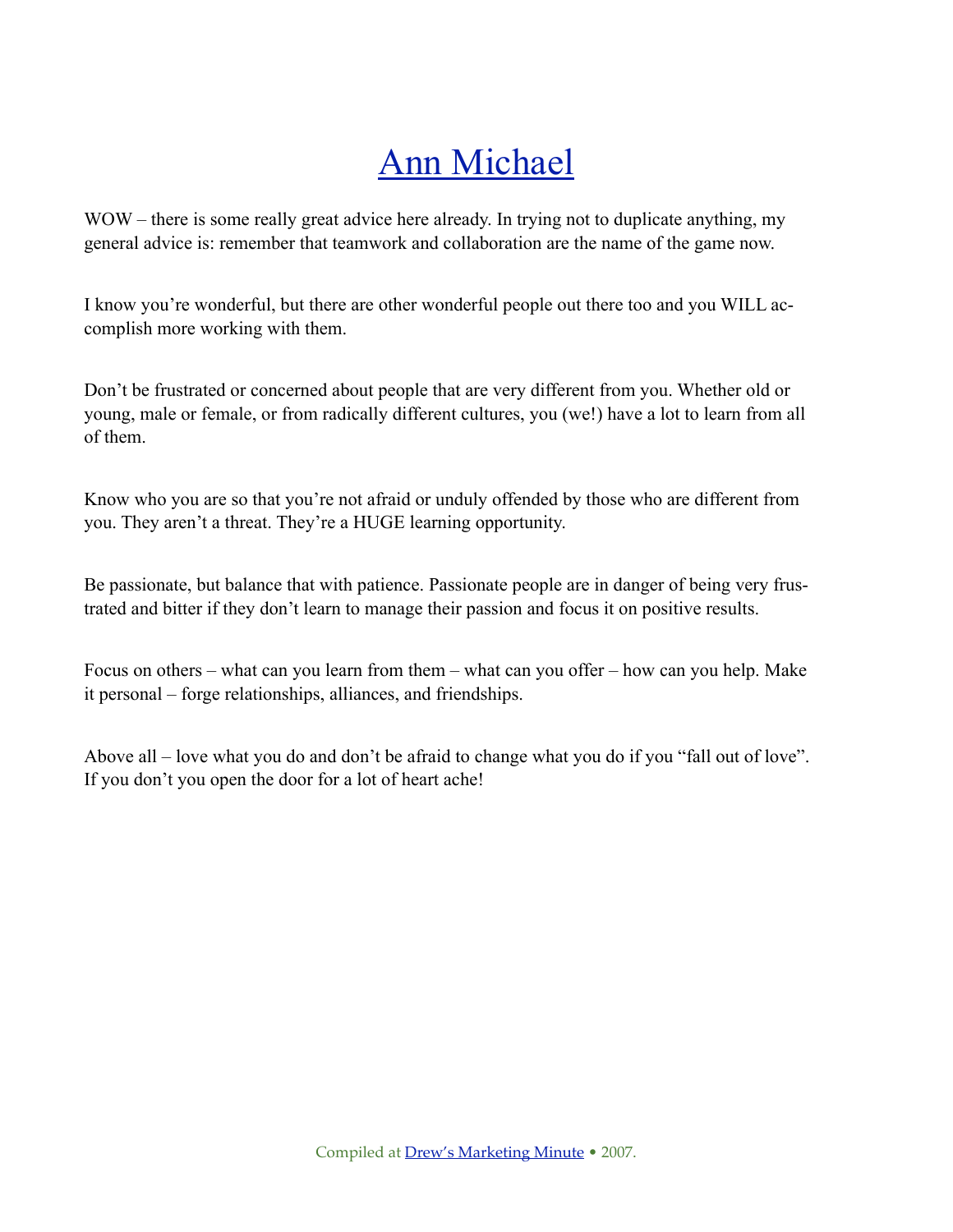# Ann Michael

WOW – there is some really great advice here already. In trying not to duplicate anything, my general advice is: remember that teamwork and collaboration are the name of the game now.

I know you're wonderful, but there are other wonderful people out there too and you WILL accomplish more working with them.

Don't be frustrated or concerned about people that are very different from you. Whether old or young, male or female, or from radically different cultures, you (we!) have a lot to learn from all of them.

Know who you are so that you're not afraid or unduly offended by those who are different from you. They aren't a threat. They're a HUGE learning opportunity.

Be passionate, but balance that with patience. Passionate people are in danger of being very frustrated and bitter if they don't learn to manage their passion and focus it on positive results.

Focus on others – what can you learn from them – what can you offer – how can you help. Make it personal – forge relationships, alliances, and friendships.

Above all – love what you do and don't be afraid to change what you do if you "fall out of love". If you don't you open the door for a lot of heart ache!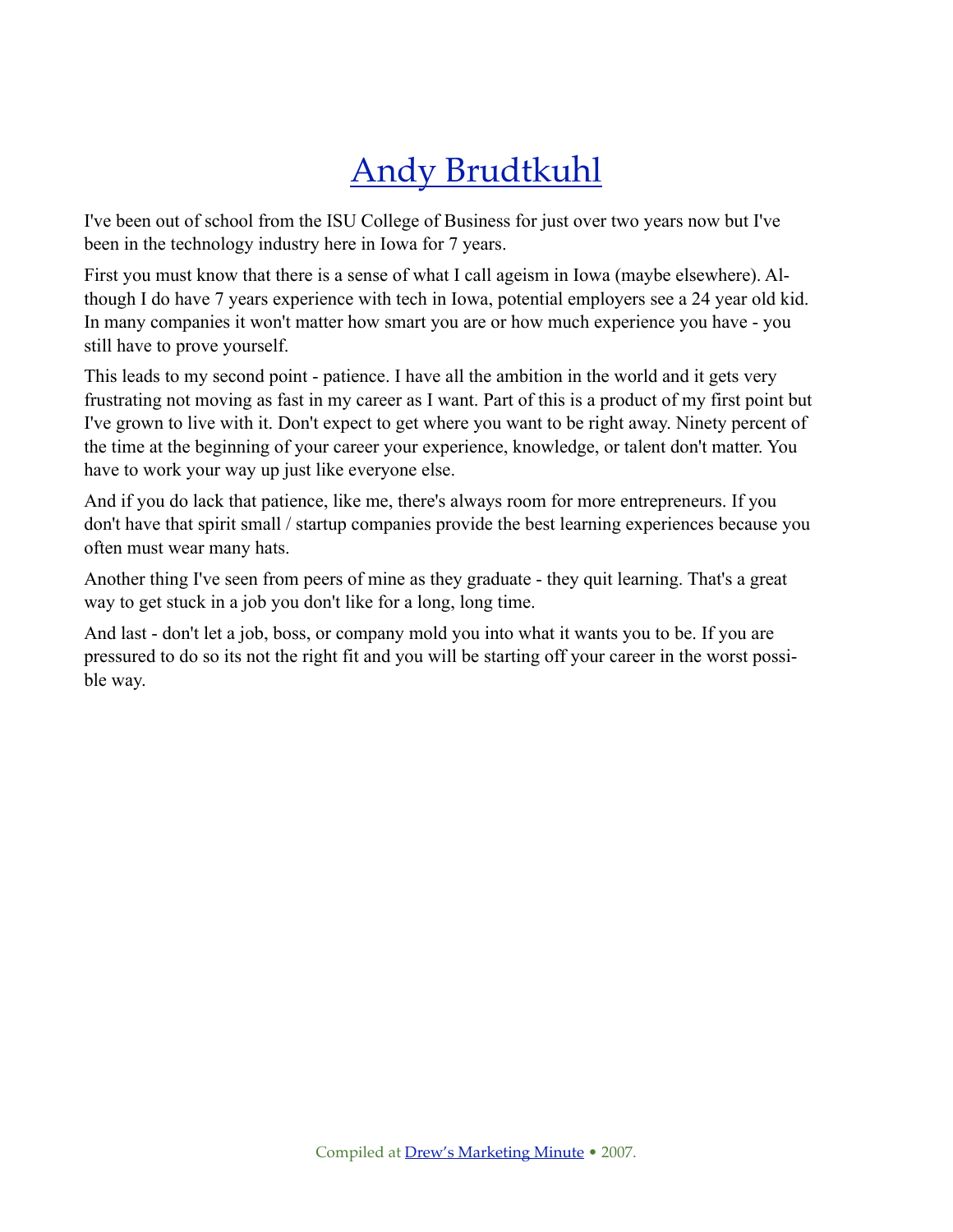# Andy Brudtkuhl

I've been out of school from the ISU College of Business for just over two years now but I've been in the technology industry here in Iowa for 7 years.

First you must know that there is a sense of what I call ageism in Iowa (maybe elsewhere). Although I do have 7 years experience with tech in Iowa, potential employers see a 24 year old kid. In many companies it won't matter how smart you are or how much experience you have - you still have to prove yourself.

This leads to my second point - patience. I have all the ambition in the world and it gets very frustrating not moving as fast in my career as I want. Part of this is a product of my first point but I've grown to live with it. Don't expect to get where you want to be right away. Ninety percent of the time at the beginning of your career your experience, knowledge, or talent don't matter. You have to work your way up just like everyone else.

And if you do lack that patience, like me, there's always room for more entrepreneurs. If you don't have that spirit small / startup companies provide the best learning experiences because you often must wear many hats.

Another thing I've seen from peers of mine as they graduate - they quit learning. That's a great way to get stuck in a job you don't like for a long, long time.

And last - don't let a job, boss, or company mold you into what it wants you to be. If you are pressured to do so its not the right fit and you will be starting off your career in the worst possible way.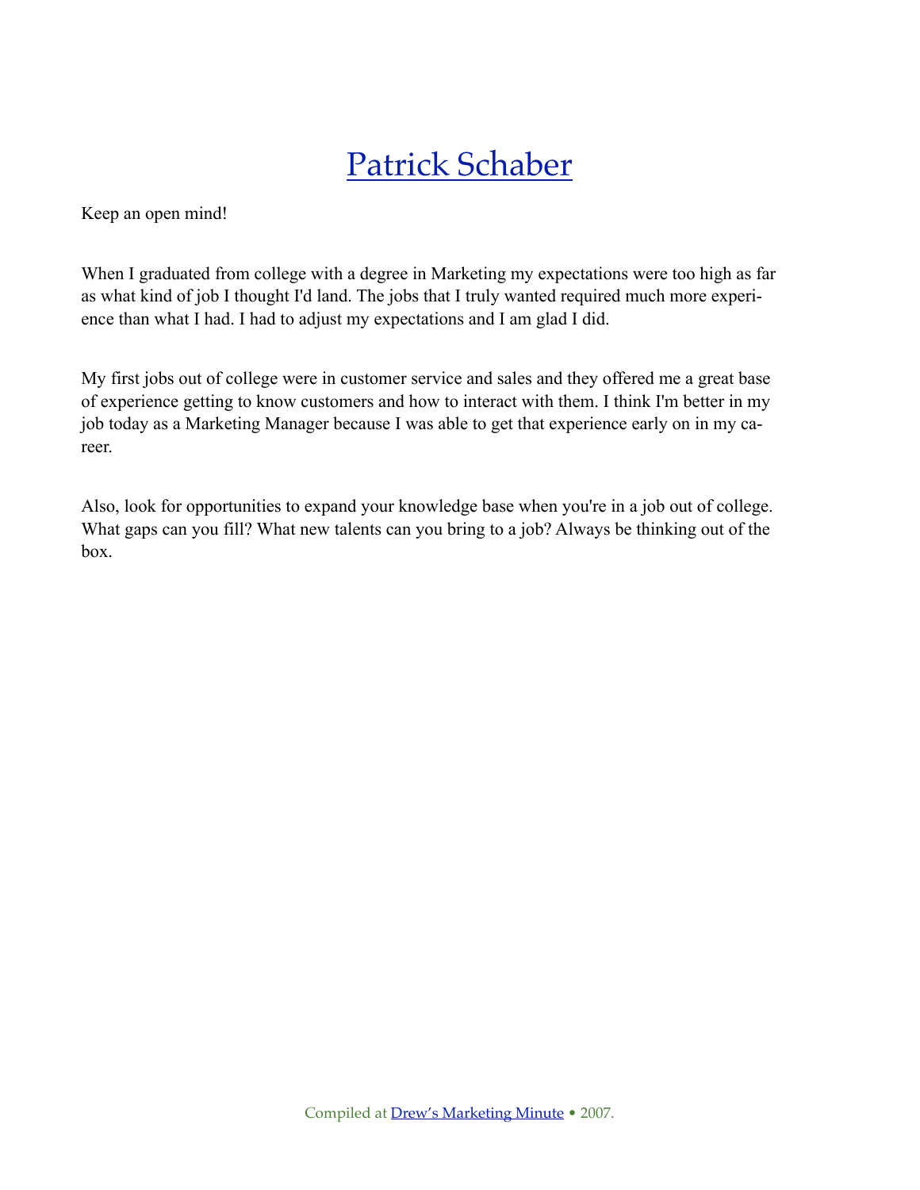# Patrick Schaber

Keep an open mind!

When I graduated from college with a degree in Marketing my expectations were too high as far as what kind of job I thought I'd land. The jobs that I truly wanted required much more experience than what I had. I had to adjust my expectations and I am glad I did.

My first jobs out of college were in customer service and sales and they offered me a great base of experience getting to know customers and how to interact with them. I think I'm better in my job today as a Marketing Manager because I was able to get that experience early on in my career.

Also, look for opportunities to expand your knowledge base when you're in a job out of college. What gaps can you fill? What new talents can you bring to a job? Always be thinking out of the box.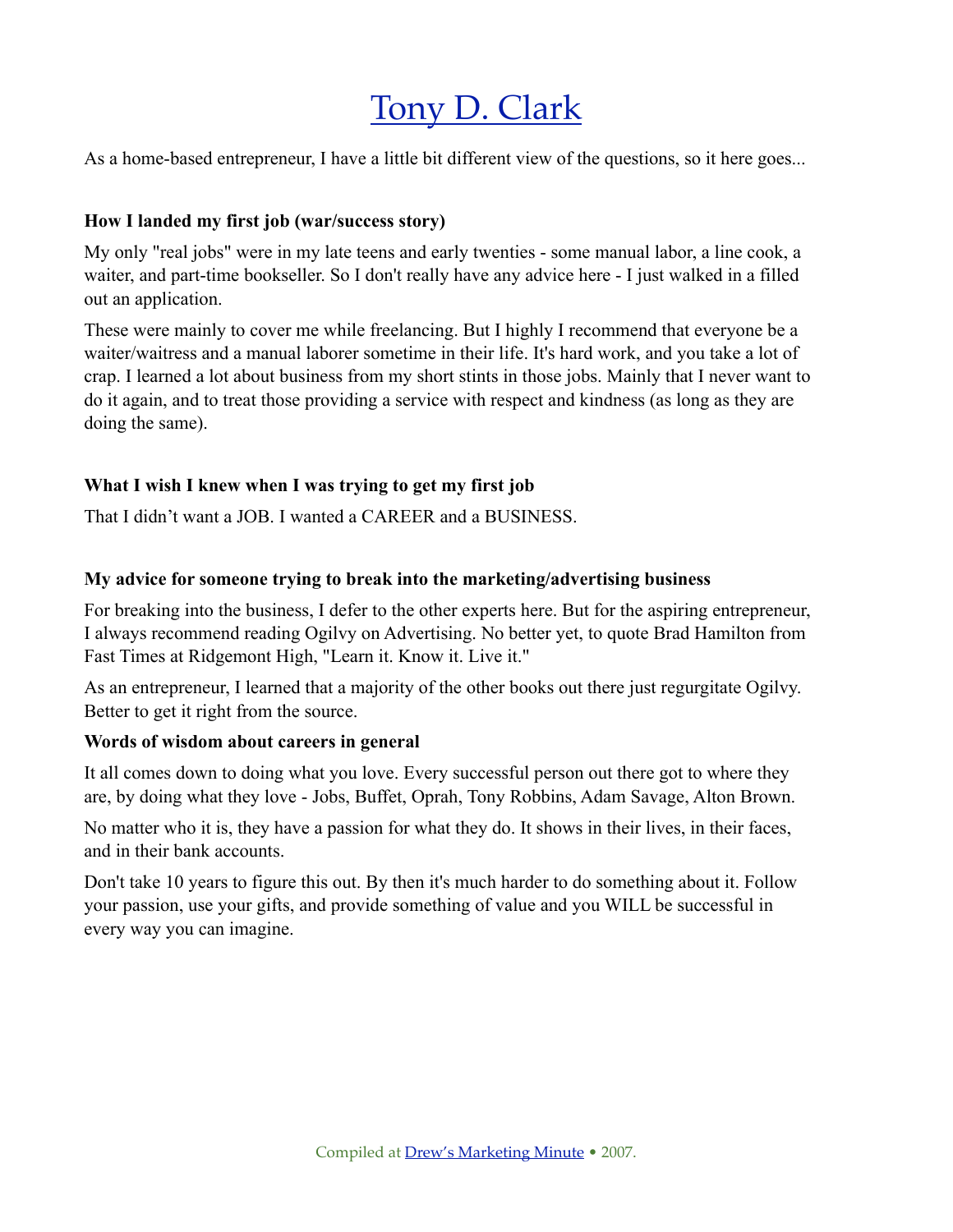# Tony D. Clark

As a home-based entrepreneur, I have a little bit different view of the questions, so it here goes...

**How I landed my first job (war/success story)**

My only "real jobs" were in my late teens and early twenties - some manual labor, a line cook, a waiter, and part-time bookseller. So I don't really have any advice here - I just walked in a filled out an application.

These were mainly to cover me while freelancing. But I highly I recommend that everyone be a waiter/waitress and a manual laborer sometime in their life. It's hard work, and you take a lot of crap. I learned a lot about business from my short stints in those jobs. Mainly that I never want to do it again, and to treat those providing a service with respect and kindness (as long as they are doing the same).

**What I wish I knew when I was trying to get my first job**

That I didn't want a JOB. I wanted a CAREER and a BUSINESS.

**My advice for someone trying to break into the marketing/advertising business**

For breaking into the business, I defer to the other experts here. But for the aspiring entrepreneur, I always recommend reading Ogilvy on Advertising. No better yet, to quote Brad Hamilton from Fast Times at Ridgemont High, "Learn it. Know it. Live it."

As an entrepreneur, I learned that a majority of the other books out there just regurgitate Ogilvy. Better to get it right from the source.

**Words of wisdom about careers in general**

It all comes down to doing what you love. Every successful person out there got to where they are, by doing what they love - Jobs, Buffet, Oprah, Tony Robbins, Adam Savage, Alton Brown.

No matter who it is, they have a passion for what they do. It shows in their lives, in their faces, and in their bank accounts.

Don't take 10 years to figure this out. By then it's much harder to do something about it. Follow your passion, use your gifts, and provide something of value and you WILL be successful in every way you can imagine.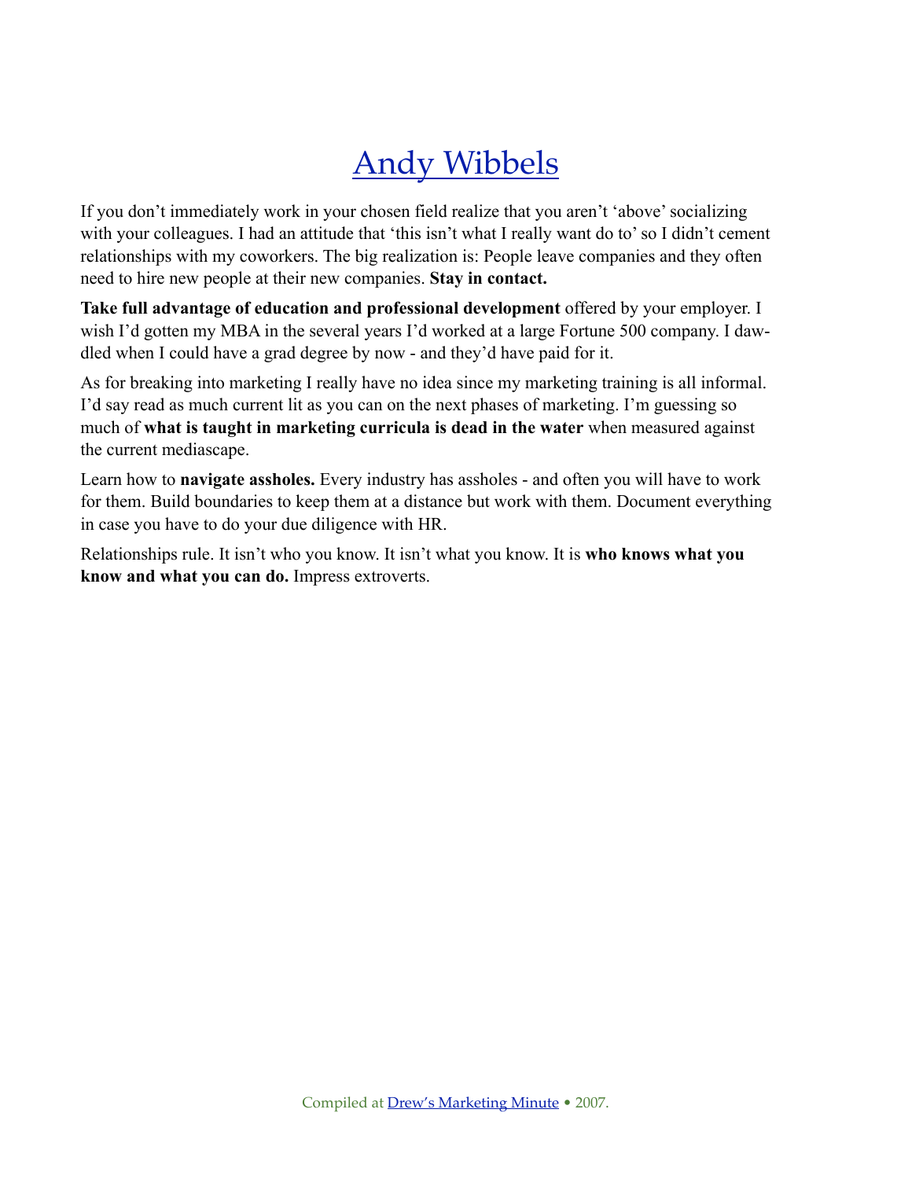# Andy Wibbels

If you don't immediately work in your chosen field realize that you aren't 'above' socializing with your colleagues. I had an attitude that 'this isn't what I really want do to' so I didn't cement relationships with my coworkers. The big realization is: People leave companies and they often need to hire new people at their new companies. **Stay in contact.**

**Take full advantage of education and professional development** offered by your employer. I wish I'd gotten my MBA in the several years I'd worked at a large Fortune 500 company. I dawdled when I could have a grad degree by now - and they'd have paid for it.

As for breaking into marketing I really have no idea since my marketing training is all informal. I'd say read as much current lit as you can on the next phases of marketing. I'm guessing so much of **what is taught in marketing curricula is dead in the water** when measured against the current mediascape.

Learn how to **navigate assholes.** Every industry has assholes - and often you will have to work for them. Build boundaries to keep them at a distance but work with them. Document everything in case you have to do your due diligence with HR.

Relationships rule. It isn't who you know. It isn't what you know. It is **who knows what you know and what you can do.** Impress extroverts.

Compiled at Drew's Marketing Minute • 2007.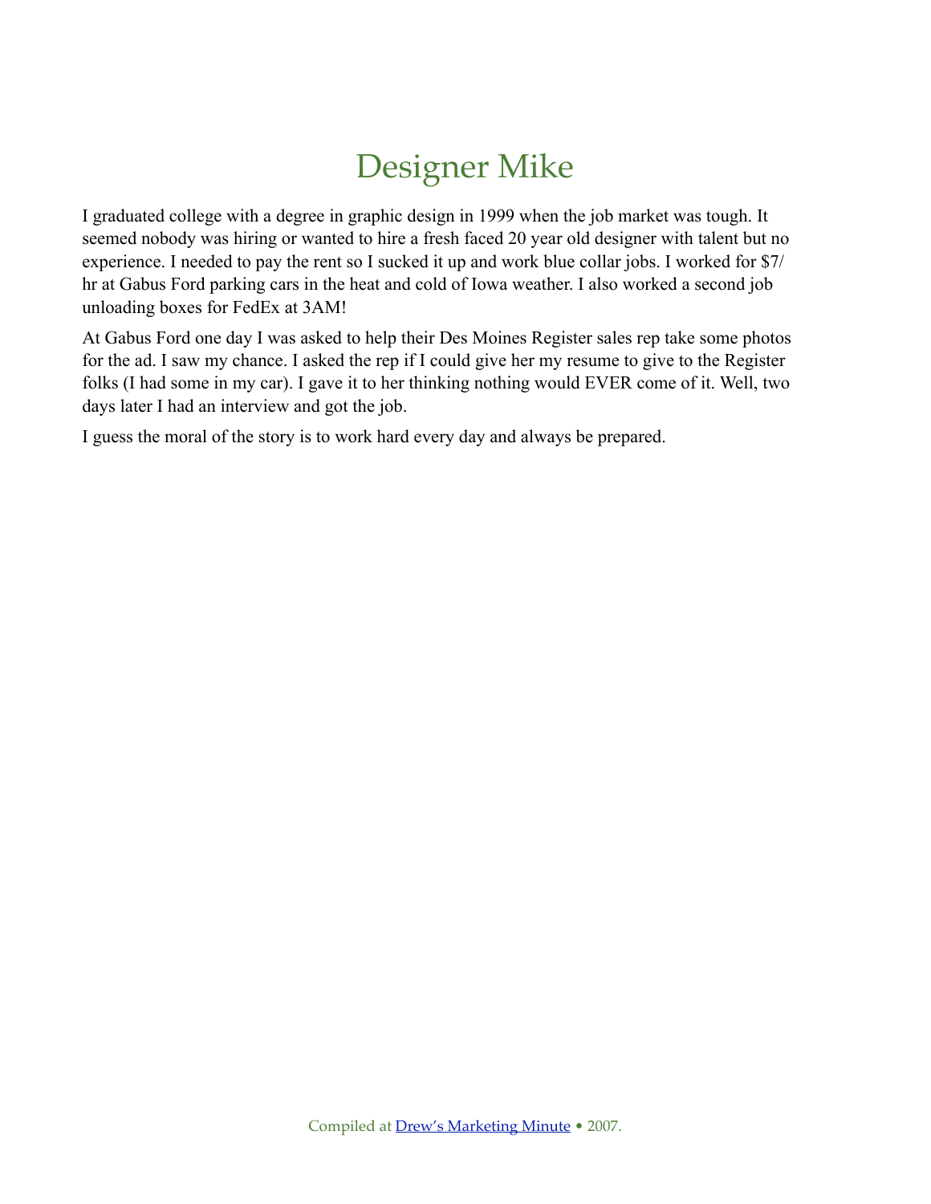# Designer Mike

I graduated college with a degree in graphic design in 1999 when the job market was tough. It seemed nobody was hiring or wanted to hire a fresh faced 20 year old designer with talent but no experience. I needed to pay the rent so I sucked it up and work blue collar jobs. I worked for $7/hr at Gabus Ford parking cars in the heat and cold of Iowa weather. I also worked a second job unloading boxes for FedEx at 3AM!

At Gabus Ford one day I was asked to help their Des Moines Register sales rep take some photos for the ad. I saw my chance. I asked the rep if I could give her my resume to give to the Register folks (I had some in my car). I gave it to her thinking nothing would EVER come of it. Well, two days later I had an interview and got the job.

I guess the moral of the story is to work hard every day and always be prepared.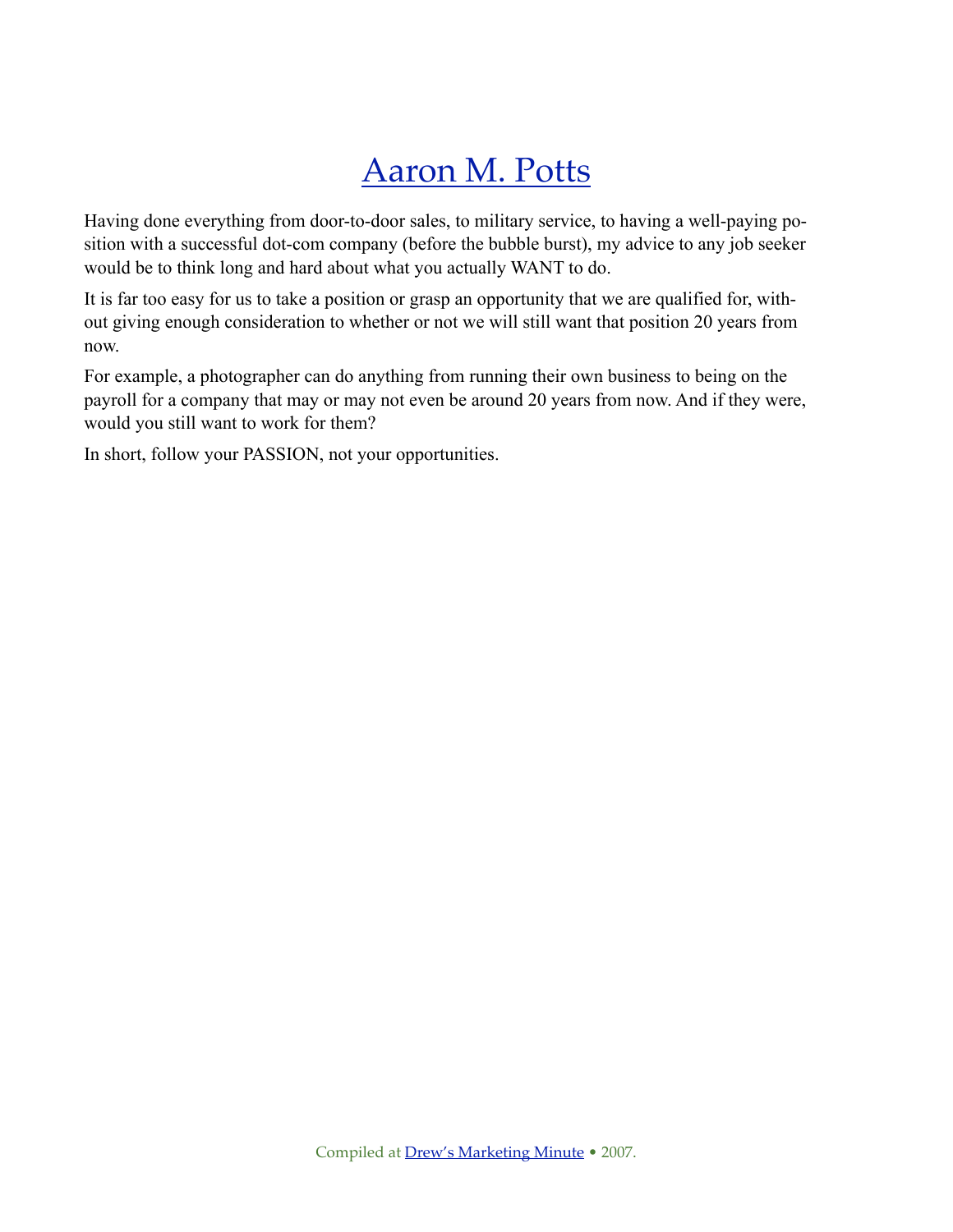# Aaron M. Potts

Having done everything from door-to-door sales, to military service, to having a well-paying position with a successful dot-com company (before the bubble burst), my advice to any job seeker would be to think long and hard about what you actually WANT to do.

It is far too easy for us to take a position or grasp an opportunity that we are qualified for, without giving enough consideration to whether or not we will still want that position 20 years from now.

For example, a photographer can do anything from running their own business to being on the payroll for a company that may or may not even be around 20 years from now. And if they were, would you still want to work for them?

In short, follow your PASSION, not your opportunities.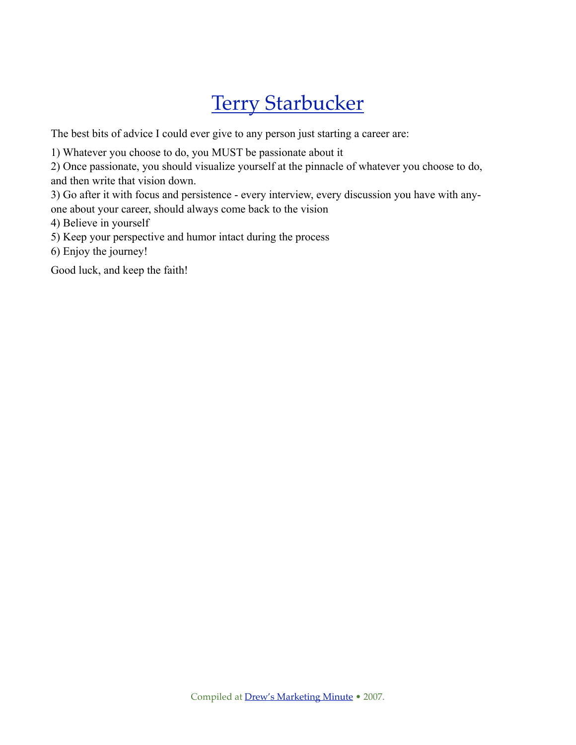# Terry Starbucker

The best bits of advice I could ever give to any person just starting a career are:

1) Whatever you choose to do, you MUST be passionate about it
2) Once passionate, you should visualize yourself at the pinnacle of whatever you choose to do, and then write that vision down.
3) Go after it with focus and persistence - every interview, every discussion you have with anyone about your career, should always come back to the vision
4) Believe in yourself
5) Keep your perspective and humor intact during the process
6) Enjoy the journey!

Good luck, and keep the faith!

Compiled at Drew's Marketing Minute • 2007.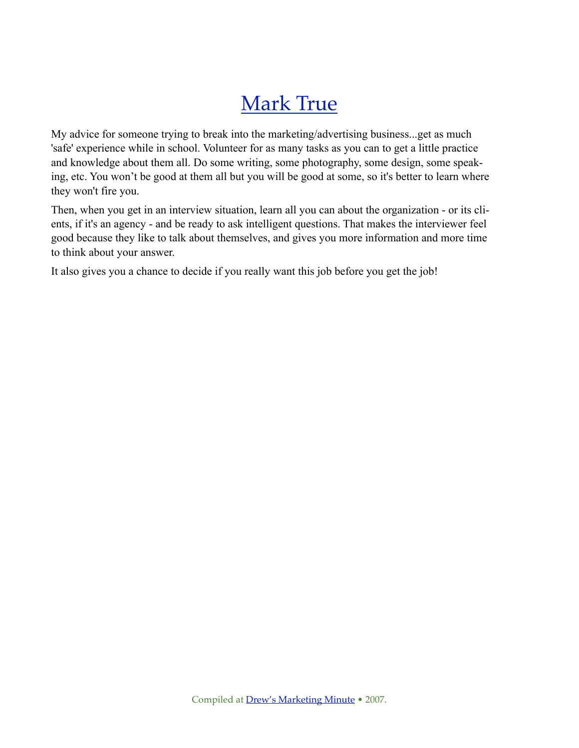# Mark True

My advice for someone trying to break into the marketing/advertising business...get as much 'safe' experience while in school. Volunteer for as many tasks as you can to get a little practice and knowledge about them all. Do some writing, some photography, some design, some speaking, etc. You won't be good at them all but you will be good at some, so it's better to learn where they won't fire you.

Then, when you get in an interview situation, learn all you can about the organization - or its clients, if it's an agency - and be ready to ask intelligent questions. That makes the interviewer feel good because they like to talk about themselves, and gives you more information and more time to think about your answer.

It also gives you a chance to decide if you really want this job before you get the job!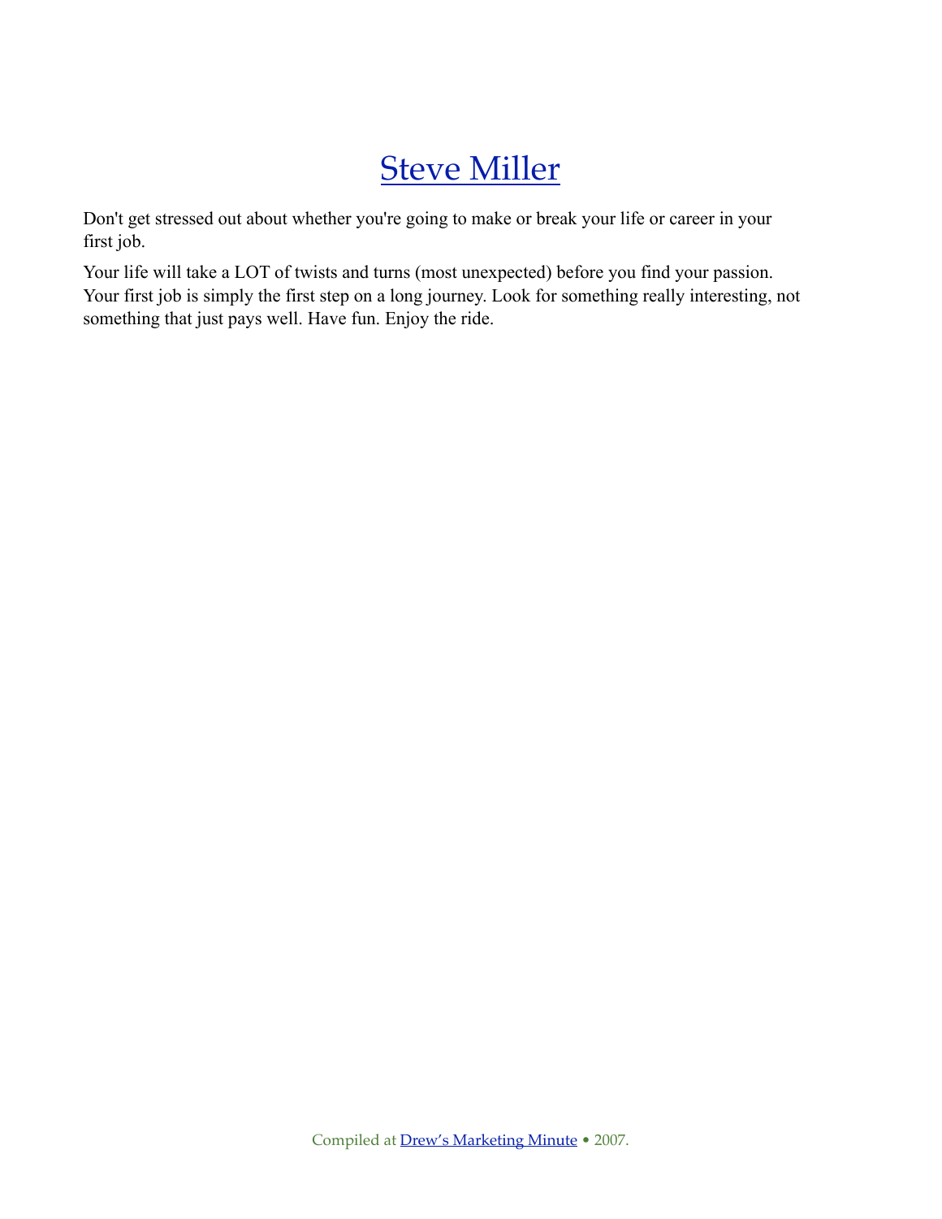# Steve Miller

Don't get stressed out about whether you're going to make or break your life or career in your first job.

Your life will take a LOT of twists and turns (most unexpected) before you find your passion. Your first job is simply the first step on a long journey. Look for something really interesting, not something that just pays well. Have fun. Enjoy the ride.

Compiled at Drew's Marketing Minute • 2007.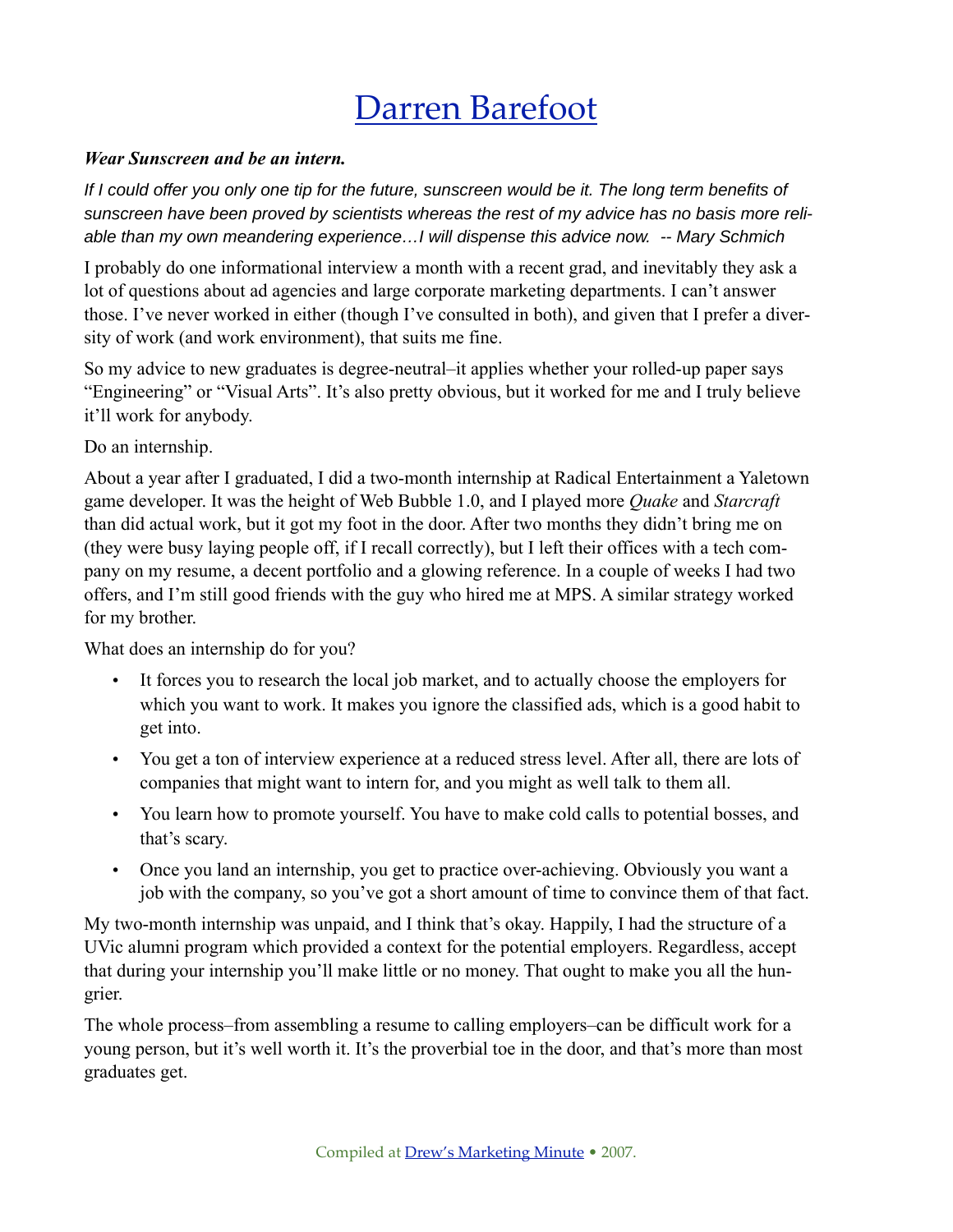# Darren Barefoot

***Wear Sunscreen and be an intern.***

*If I could offer you only one tip for the future, sunscreen would be it. The long term benefits of sunscreen have been proved by scientists whereas the rest of my advice has no basis more reliable than my own meandering experience…I will dispense this advice now. -- Mary Schmich*

I probably do one informational interview a month with a recent grad, and inevitably they ask a lot of questions about ad agencies and large corporate marketing departments. I can't answer those. I've never worked in either (though I've consulted in both), and given that I prefer a diversity of work (and work environment), that suits me fine.

So my advice to new graduates is degree-neutral–it applies whether your rolled-up paper says "Engineering" or "Visual Arts". It's also pretty obvious, but it worked for me and I truly believe it'll work for anybody.

Do an internship.

About a year after I graduated, I did a two-month internship at Radical Entertainment a Yaletown game developer. It was the height of Web Bubble 1.0, and I played more *Quake* and *Starcraft* than did actual work, but it got my foot in the door. After two months they didn't bring me on (they were busy laying people off, if I recall correctly), but I left their offices with a tech company on my resume, a decent portfolio and a glowing reference. In a couple of weeks I had two offers, and I'm still good friends with the guy who hired me at MPS. A similar strategy worked for my brother.

What does an internship do for you?

- It forces you to research the local job market, and to actually choose the employers for which you want to work. It makes you ignore the classified ads, which is a good habit to get into.
- You get a ton of interview experience at a reduced stress level. After all, there are lots of companies that might want to intern for, and you might as well talk to them all.
- You learn how to promote yourself. You have to make cold calls to potential bosses, and that's scary.
- Once you land an internship, you get to practice over-achieving. Obviously you want a job with the company, so you've got a short amount of time to convince them of that fact.

My two-month internship was unpaid, and I think that's okay. Happily, I had the structure of a UVic alumni program which provided a context for the potential employers. Regardless, accept that during your internship you'll make little or no money. That ought to make you all the hungrier.

The whole process–from assembling a resume to calling employers–can be difficult work for a young person, but it's well worth it. It's the proverbial toe in the door, and that's more than most graduates get.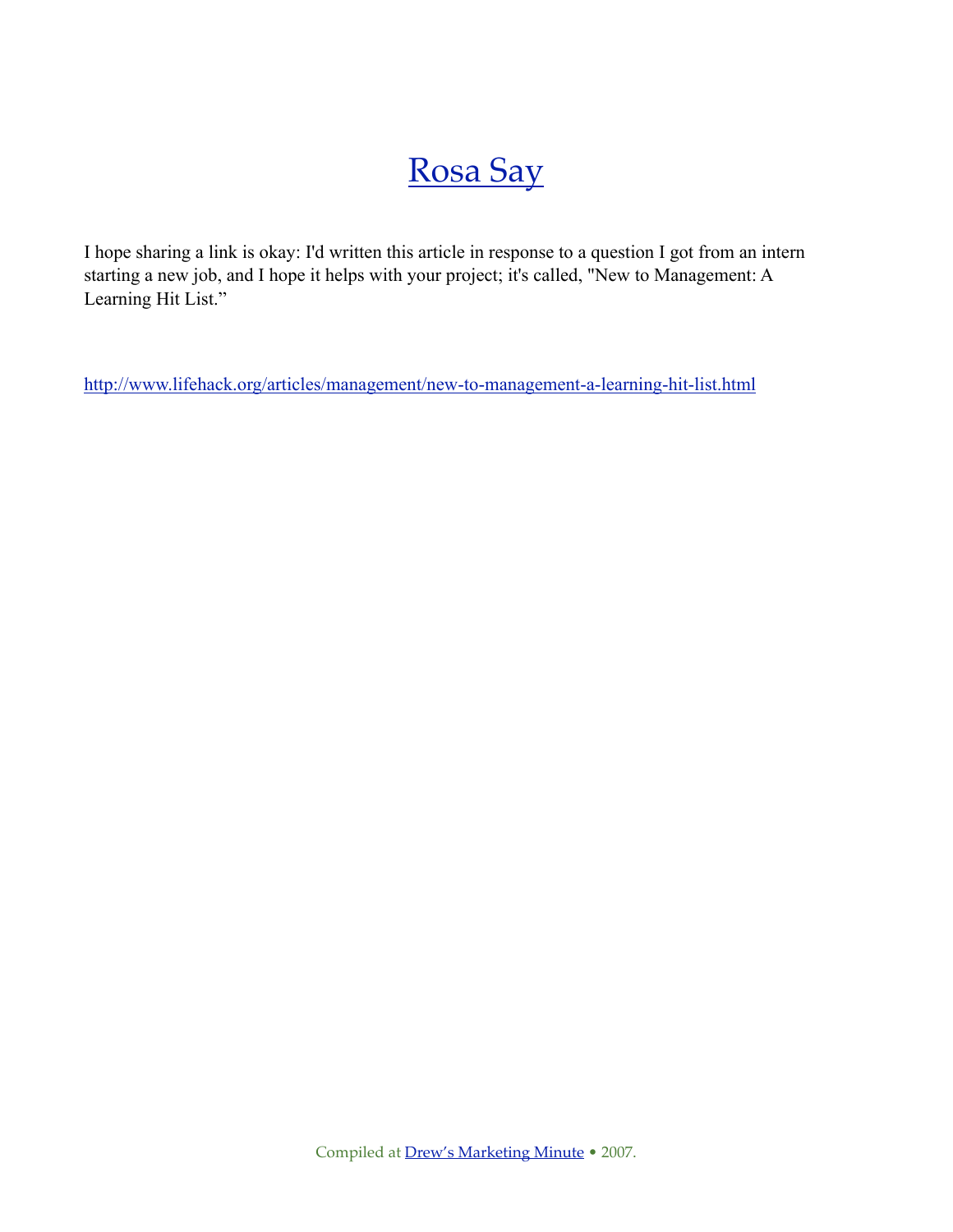# [Rosa Say]

I hope sharing a link is okay: I'd written this article in response to a question I got from an intern starting a new job, and I hope it helps with your project; it's called, "New to Management: A Learning Hit List."

http://www.lifehack.org/articles/management/new-to-management-a-learning-hit-list.html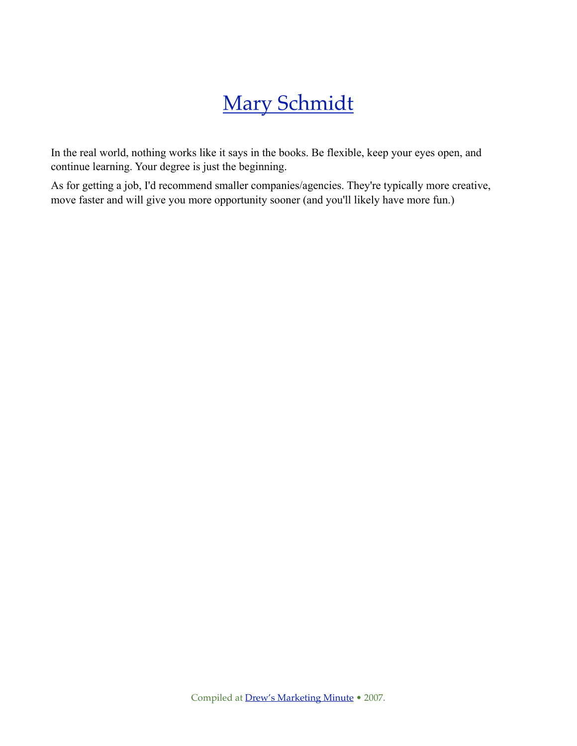# Mary Schmidt

In the real world, nothing works like it says in the books. Be flexible, keep your eyes open, and continue learning. Your degree is just the beginning.

As for getting a job, I'd recommend smaller companies/agencies. They're typically more creative, move faster and will give you more opportunity sooner (and you'll likely have more fun.)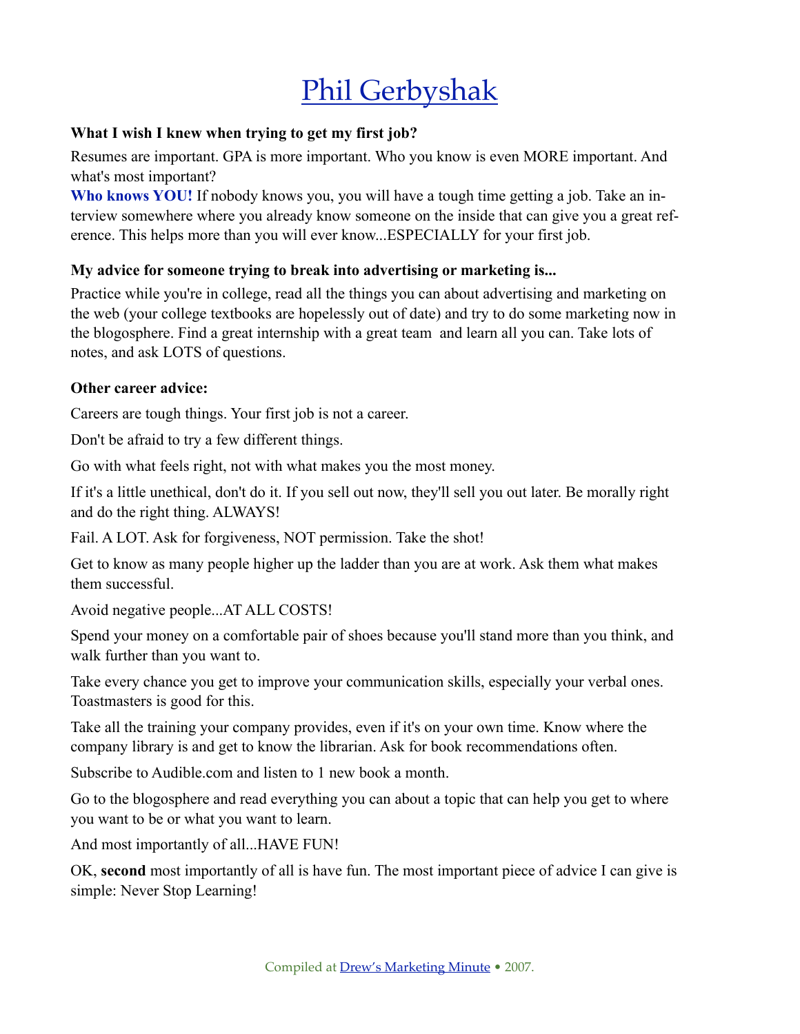# Phil Gerbyshak

**What I wish I knew when trying to get my first job?**

Resumes are important. GPA is more important. Who you know is even MORE important. And what's most important?

**Who knows YOU!** If nobody knows you, you will have a tough time getting a job. Take an interview somewhere where you already know someone on the inside that can give you a great reference. This helps more than you will ever know...ESPECIALLY for your first job.

**My advice for someone trying to break into advertising or marketing is...**

Practice while you're in college, read all the things you can about advertising and marketing on the web (your college textbooks are hopelessly out of date) and try to do some marketing now in the blogosphere. Find a great internship with a great team and learn all you can. Take lots of notes, and ask LOTS of questions.

**Other career advice:**

Careers are tough things. Your first job is not a career.

Don't be afraid to try a few different things.

Go with what feels right, not with what makes you the most money.

If it's a little unethical, don't do it. If you sell out now, they'll sell you out later. Be morally right and do the right thing. ALWAYS!

Fail. A LOT. Ask for forgiveness, NOT permission. Take the shot!

Get to know as many people higher up the ladder than you are at work. Ask them what makes them successful.

Avoid negative people...AT ALL COSTS!

Spend your money on a comfortable pair of shoes because you'll stand more than you think, and walk further than you want to.

Take every chance you get to improve your communication skills, especially your verbal ones. Toastmasters is good for this.

Take all the training your company provides, even if it's on your own time. Know where the company library is and get to know the librarian. Ask for book recommendations often.

Subscribe to Audible.com and listen to 1 new book a month.

Go to the blogosphere and read everything you can about a topic that can help you get to where you want to be or what you want to learn.

And most importantly of all...HAVE FUN!

OK, **second** most importantly of all is have fun. The most important piece of advice I can give is simple: Never Stop Learning!

Compiled at Drew's Marketing Minute • 2007.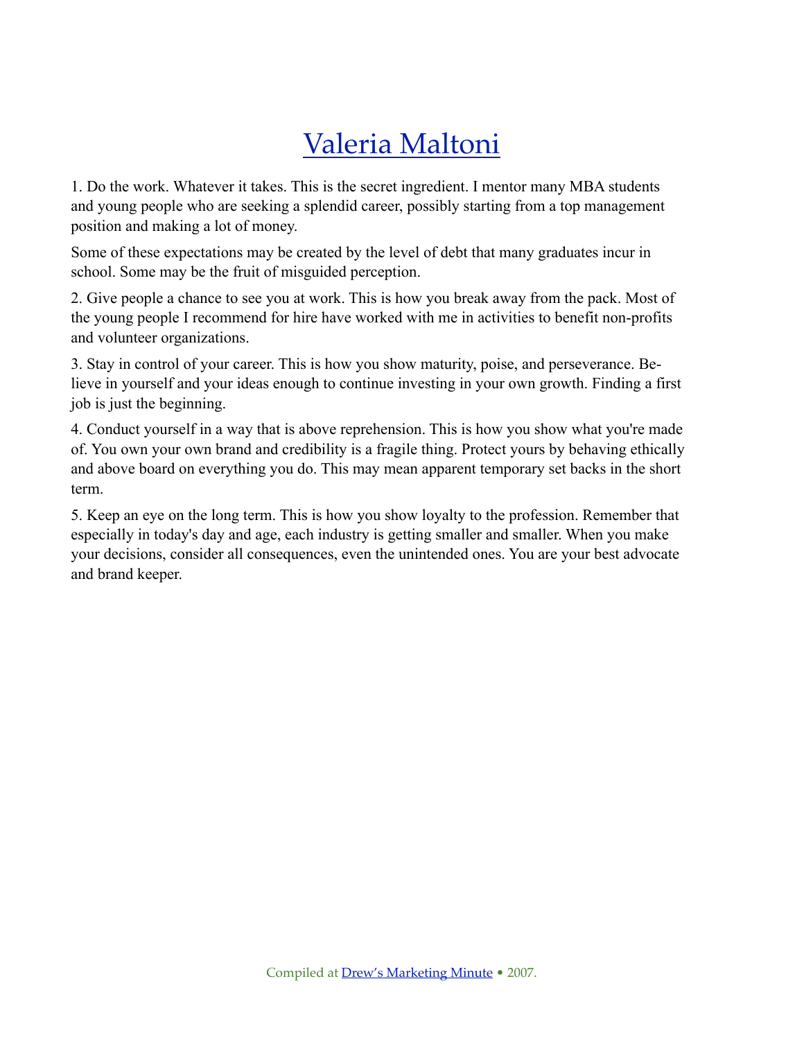# Valeria Maltoni

1. Do the work. Whatever it takes. This is the secret ingredient. I mentor many MBA students and young people who are seeking a splendid career, possibly starting from a top management position and making a lot of money.

Some of these expectations may be created by the level of debt that many graduates incur in school. Some may be the fruit of misguided perception.

2. Give people a chance to see you at work. This is how you break away from the pack. Most of the young people I recommend for hire have worked with me in activities to benefit non-profits and volunteer organizations.

3. Stay in control of your career. This is how you show maturity, poise, and perseverance. Believe in yourself and your ideas enough to continue investing in your own growth. Finding a first job is just the beginning.

4. Conduct yourself in a way that is above reprehension. This is how you show what you're made of. You own your own brand and credibility is a fragile thing. Protect yours by behaving ethically and above board on everything you do. This may mean apparent temporary set backs in the short term.

5. Keep an eye on the long term. This is how you show loyalty to the profession. Remember that especially in today's day and age, each industry is getting smaller and smaller. When you make your decisions, consider all consequences, even the unintended ones. You are your best advocate and brand keeper.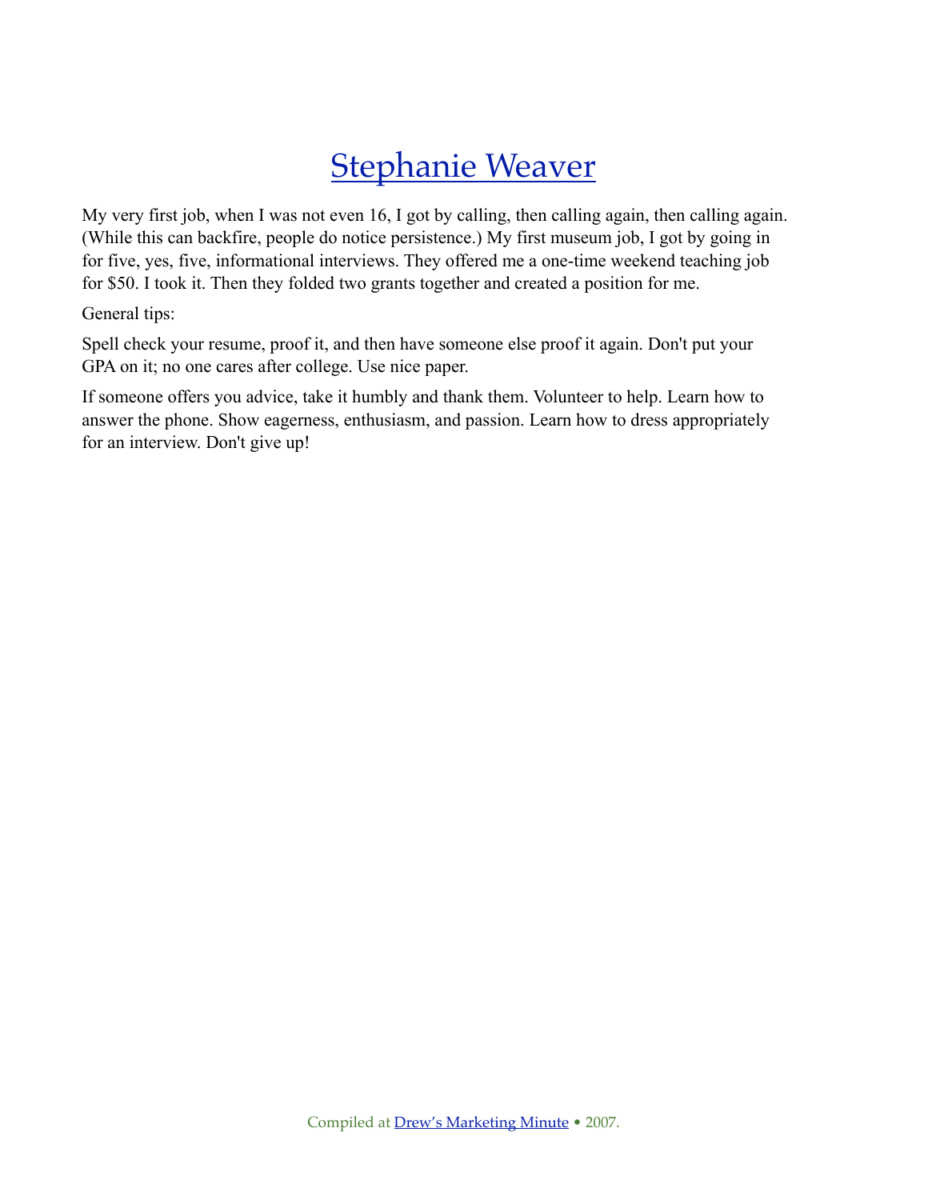# Stephanie Weaver

My very first job, when I was not even 16, I got by calling, then calling again, then calling again. (While this can backfire, people do notice persistence.) My first museum job, I got by going in for five, yes, five, informational interviews. They offered me a one-time weekend teaching job for $50. I took it. Then they folded two grants together and created a position for me.

General tips:

Spell check your resume, proof it, and then have someone else proof it again. Don't put your GPA on it; no one cares after college. Use nice paper.

If someone offers you advice, take it humbly and thank them. Volunteer to help. Learn how to answer the phone. Show eagerness, enthusiasm, and passion. Learn how to dress appropriately for an interview. Don't give up!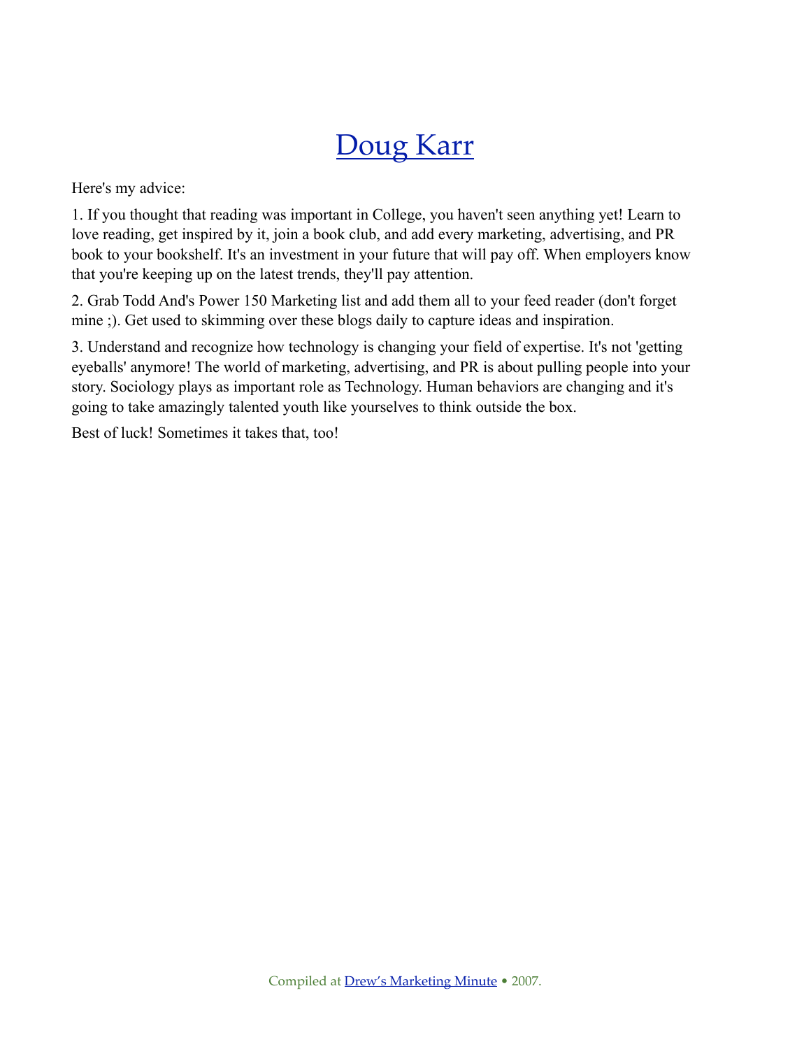# Doug Karr

Here's my advice:

1. If you thought that reading was important in College, you haven't seen anything yet! Learn to love reading, get inspired by it, join a book club, and add every marketing, advertising, and PR book to your bookshelf. It's an investment in your future that will pay off. When employers know that you're keeping up on the latest trends, they'll pay attention.

2. Grab Todd And's Power 150 Marketing list and add them all to your feed reader (don't forget mine ;). Get used to skimming over these blogs daily to capture ideas and inspiration.

3. Understand and recognize how technology is changing your field of expertise. It's not 'getting eyeballs' anymore! The world of marketing, advertising, and PR is about pulling people into your story. Sociology plays as important role as Technology. Human behaviors are changing and it's going to take amazingly talented youth like yourselves to think outside the box.

Best of luck! Sometimes it takes that, too!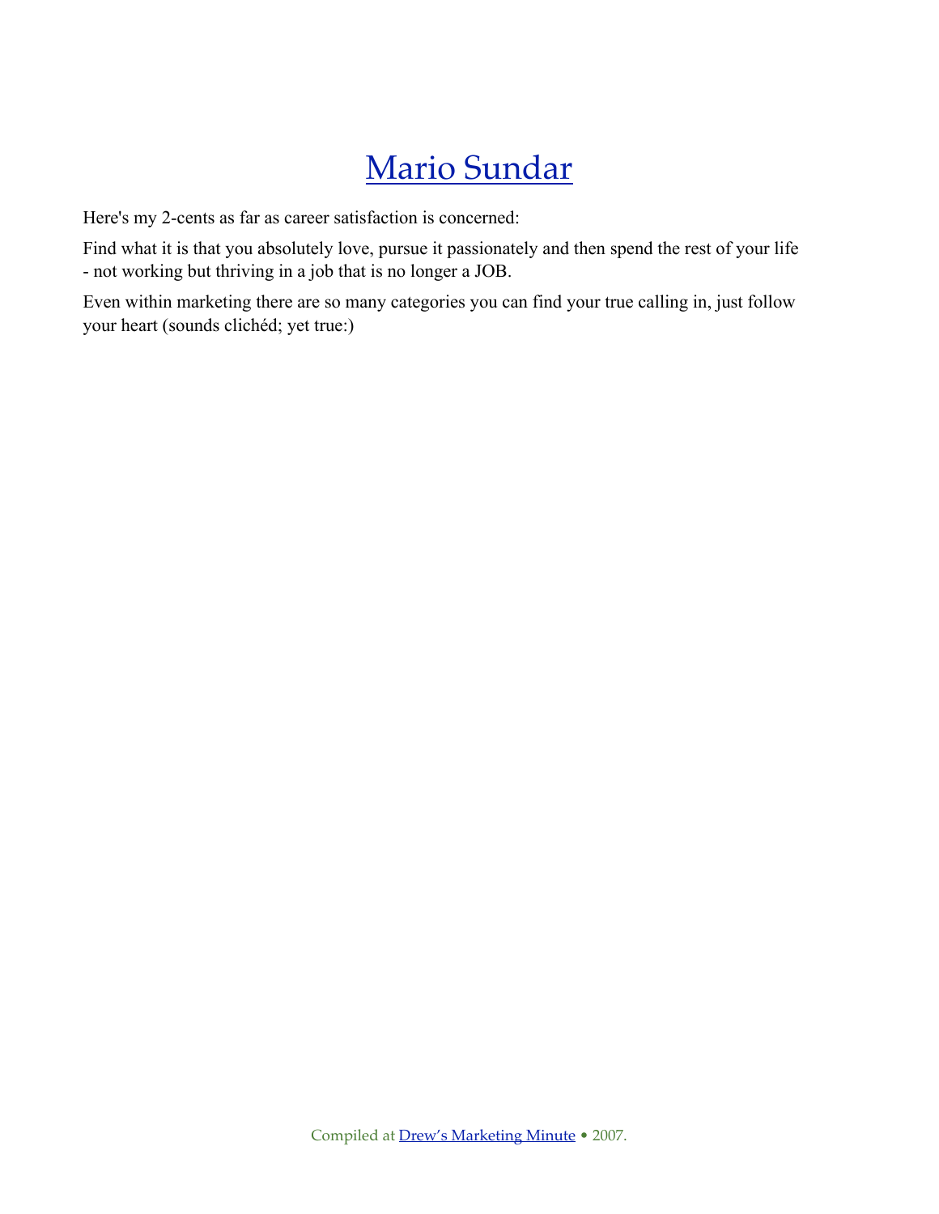# Mario Sundar

Here's my 2-cents as far as career satisfaction is concerned:

Find what it is that you absolutely love, pursue it passionately and then spend the rest of your life - not working but thriving in a job that is no longer a JOB.

Even within marketing there are so many categories you can find your true calling in, just follow your heart (sounds clichéd; yet true:)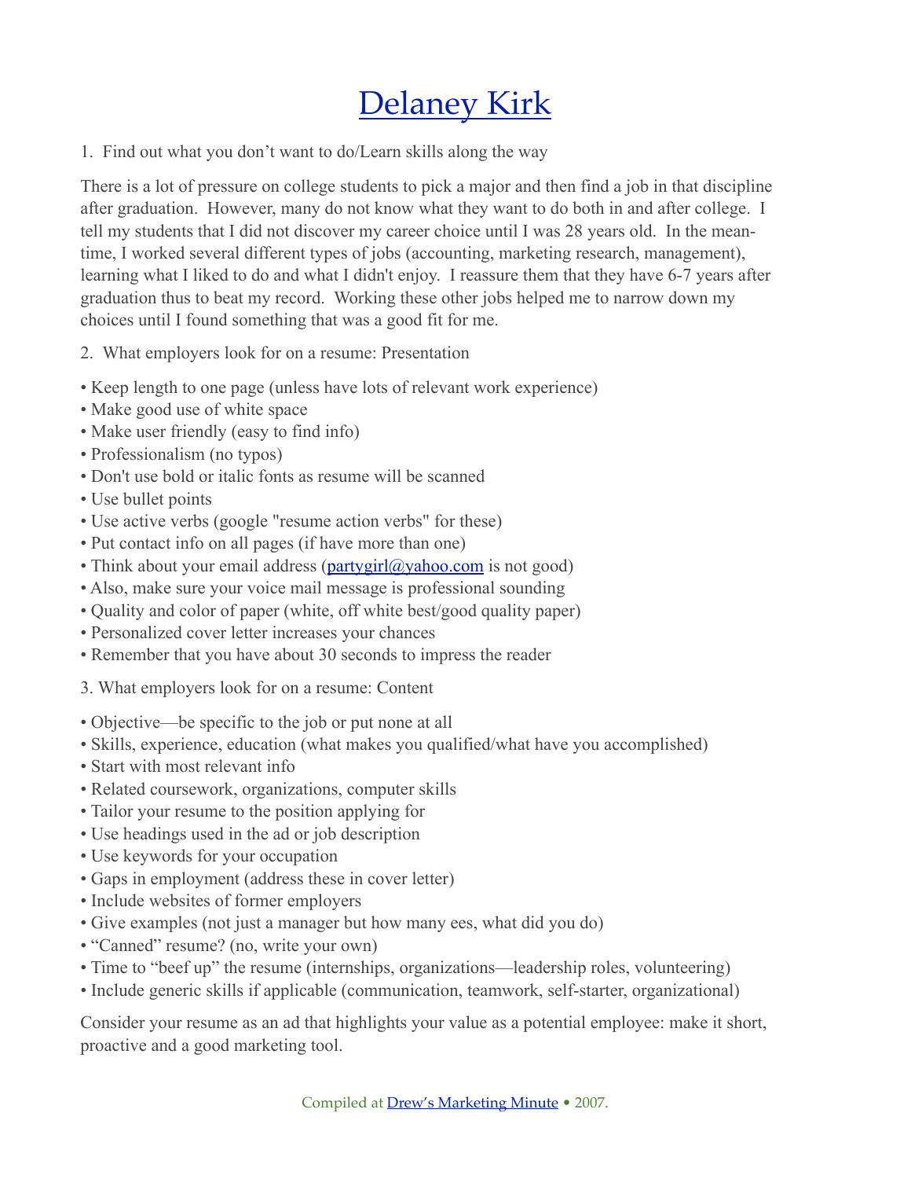# [Delaney Kirk](#)

1. Find out what you don't want to do/Learn skills along the way

There is a lot of pressure on college students to pick a major and then find a job in that discipline after graduation. However, many do not know what they want to do both in and after college. I tell my students that I did not discover my career choice until I was 28 years old. In the meantime, I worked several different types of jobs (accounting, marketing research, management), learning what I liked to do and what I didn't enjoy. I reassure them that they have 6-7 years after graduation thus to beat my record. Working these other jobs helped me to narrow down my choices until I found something that was a good fit for me.

2. What employers look for on a resume: Presentation

- Keep length to one page (unless have lots of relevant work experience)
- Make good use of white space
- Make user friendly (easy to find info)
- Professionalism (no typos)
- Don't use bold or italic fonts as resume will be scanned
- Use bullet points
- Use active verbs (google "resume action verbs" for these)
- Put contact info on all pages (if have more than one)
- Think about your email address (partygirl@yahoo.com is not good)
- Also, make sure your voice mail message is professional sounding
- Quality and color of paper (white, off white best/good quality paper)
- Personalized cover letter increases your chances
- Remember that you have about 30 seconds to impress the reader

3. What employers look for on a resume: Content

- Objective—be specific to the job or put none at all
- Skills, experience, education (what makes you qualified/what have you accomplished)
- Start with most relevant info
- Related coursework, organizations, computer skills
- Tailor your resume to the position applying for
- Use headings used in the ad or job description
- Use keywords for your occupation
- Gaps in employment (address these in cover letter)
- Include websites of former employers
- Give examples (not just a manager but how many ees, what did you do)
- "Canned" resume? (no, write your own)
- Time to "beef up" the resume (internships, organizations—leadership roles, volunteering)
- Include generic skills if applicable (communication, teamwork, self-starter, organizational)

Consider your resume as an ad that highlights your value as a potential employee: make it short, proactive and a good marketing tool.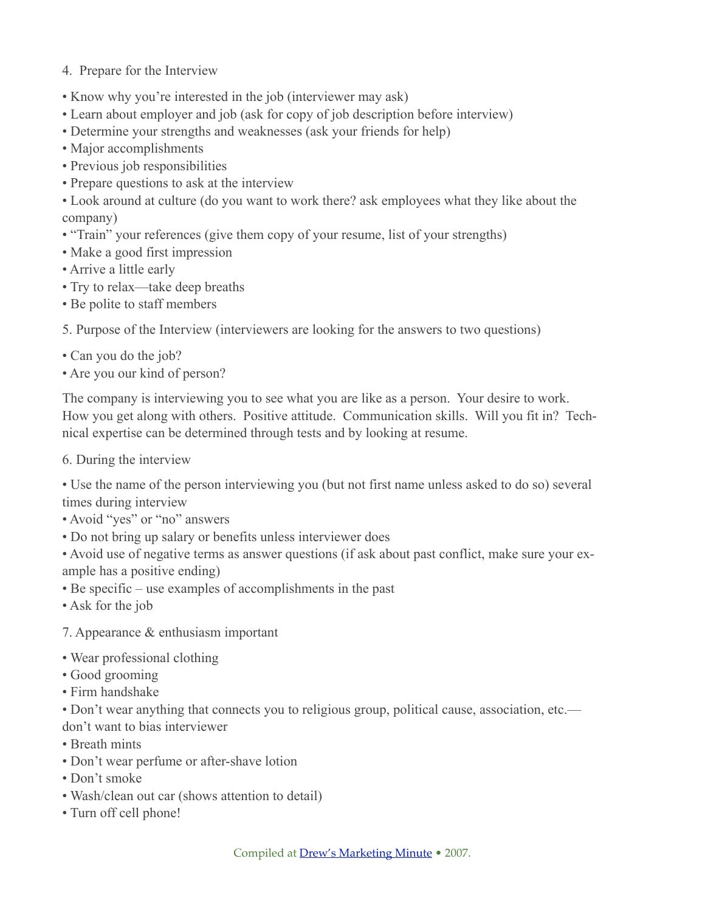4. Prepare for the Interview

- Know why you're interested in the job (interviewer may ask)
- Learn about employer and job (ask for copy of job description before interview)
- Determine your strengths and weaknesses (ask your friends for help)
- Major accomplishments
- Previous job responsibilities
- Prepare questions to ask at the interview
- Look around at culture (do you want to work there? ask employees what they like about the company)
- "Train" your references (give them copy of your resume, list of your strengths)
- Make a good first impression
- Arrive a little early
- Try to relax—take deep breaths
- Be polite to staff members

5. Purpose of the Interview (interviewers are looking for the answers to two questions)

- Can you do the job?
- Are you our kind of person?

The company is interviewing you to see what you are like as a person. Your desire to work. How you get along with others. Positive attitude. Communication skills. Will you fit in? Technical expertise can be determined through tests and by looking at resume.

6. During the interview

- Use the name of the person interviewing you (but not first name unless asked to do so) several times during interview
- Avoid "yes" or "no" answers
- Do not bring up salary or benefits unless interviewer does
- Avoid use of negative terms as answer questions (if ask about past conflict, make sure your example has a positive ending)
- Be specific – use examples of accomplishments in the past
- Ask for the job

7. Appearance & enthusiasm important

- Wear professional clothing
- Good grooming
- Firm handshake
- Don't wear anything that connects you to religious group, political cause, association, etc.—don't want to bias interviewer
- Breath mints
- Don't wear perfume or after-shave lotion
- Don't smoke
- Wash/clean out car (shows attention to detail)
- Turn off cell phone!

Compiled at Drew's Marketing Minute • 2007.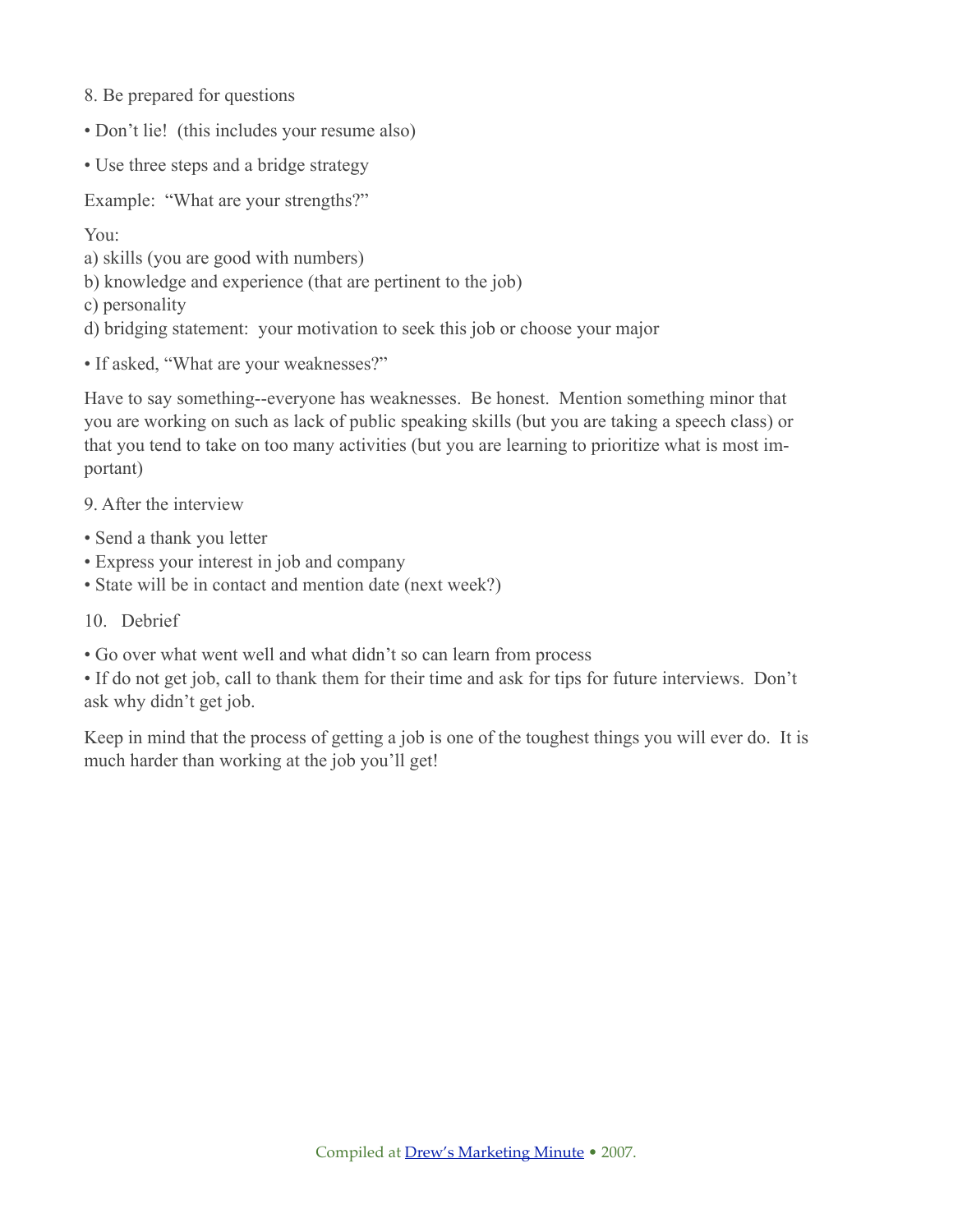8. Be prepared for questions

- Don't lie!  (this includes your resume also)

- Use three steps and a bridge strategy

Example:  "What are your strengths?"

You:
a) skills (you are good with numbers)
b) knowledge and experience (that are pertinent to the job)
c) personality
d) bridging statement:  your motivation to seek this job or choose your major

- If asked, "What are your weaknesses?"

Have to say something--everyone has weaknesses.  Be honest.  Mention something minor that you are working on such as lack of public speaking skills (but you are taking a speech class) or that you tend to take on too many activities (but you are learning to prioritize what is most important)

9. After the interview

- Send a thank you letter
- Express your interest in job and company
- State will be in contact and mention date (next week?)

10. Debrief

- Go over what went well and what didn't so can learn from process
- If do not get job, call to thank them for their time and ask for tips for future interviews.  Don't ask why didn't get job.

Keep in mind that the process of getting a job is one of the toughest things you will ever do.  It is much harder than working at the job you'll get!

Compiled at Drew's Marketing Minute • 2007.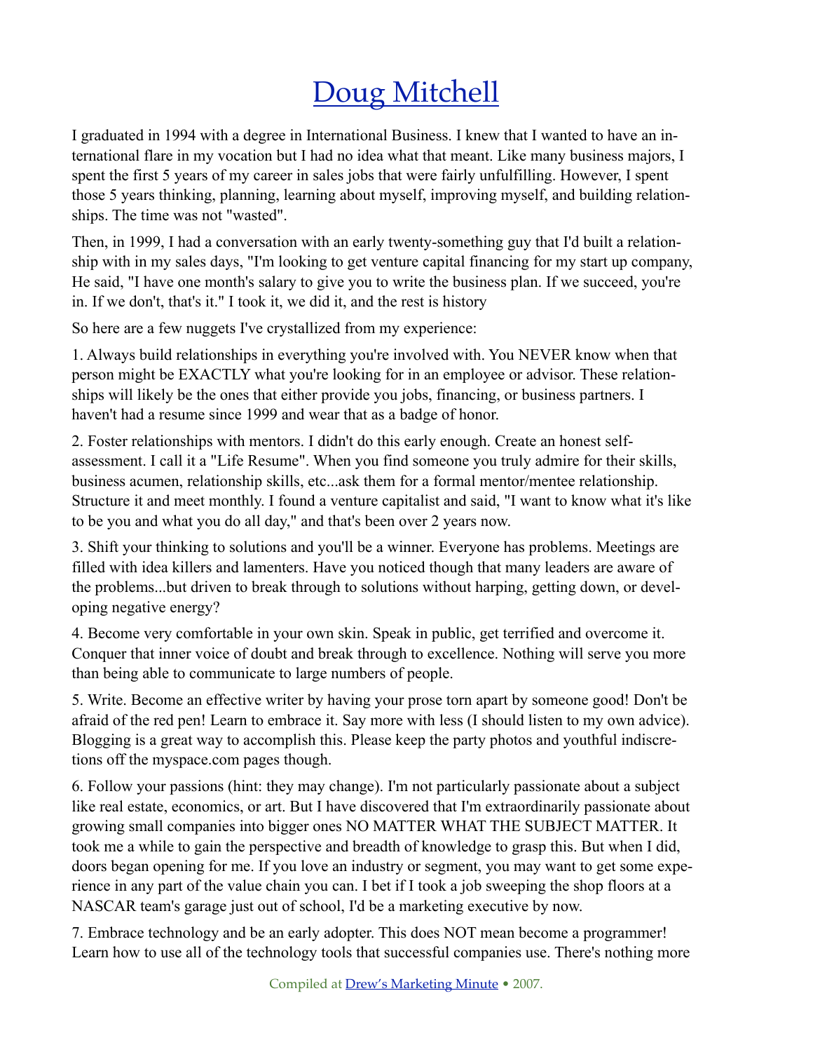# Doug Mitchell

I graduated in 1994 with a degree in International Business. I knew that I wanted to have an international flare in my vocation but I had no idea what that meant. Like many business majors, I spent the first 5 years of my career in sales jobs that were fairly unfulfilling. However, I spent those 5 years thinking, planning, learning about myself, improving myself, and building relationships. The time was not "wasted".

Then, in 1999, I had a conversation with an early twenty-something guy that I'd built a relationship with in my sales days, "I'm looking to get venture capital financing for my start up company, He said, "I have one month's salary to give you to write the business plan. If we succeed, you're in. If we don't, that's it." I took it, we did it, and the rest is history

So here are a few nuggets I've crystallized from my experience:

1. Always build relationships in everything you're involved with. You NEVER know when that person might be EXACTLY what you're looking for in an employee or advisor. These relationships will likely be the ones that either provide you jobs, financing, or business partners. I haven't had a resume since 1999 and wear that as a badge of honor.

2. Foster relationships with mentors. I didn't do this early enough. Create an honest self-assessment. I call it a "Life Resume". When you find someone you truly admire for their skills, business acumen, relationship skills, etc...ask them for a formal mentor/mentee relationship. Structure it and meet monthly. I found a venture capitalist and said, "I want to know what it's like to be you and what you do all day," and that's been over 2 years now.

3. Shift your thinking to solutions and you'll be a winner. Everyone has problems. Meetings are filled with idea killers and lamenters. Have you noticed though that many leaders are aware of the problems...but driven to break through to solutions without harping, getting down, or developing negative energy?

4. Become very comfortable in your own skin. Speak in public, get terrified and overcome it. Conquer that inner voice of doubt and break through to excellence. Nothing will serve you more than being able to communicate to large numbers of people.

5. Write. Become an effective writer by having your prose torn apart by someone good! Don't be afraid of the red pen! Learn to embrace it. Say more with less (I should listen to my own advice). Blogging is a great way to accomplish this. Please keep the party photos and youthful indiscretions off the myspace.com pages though.

6. Follow your passions (hint: they may change). I'm not particularly passionate about a subject like real estate, economics, or art. But I have discovered that I'm extraordinarily passionate about growing small companies into bigger ones NO MATTER WHAT THE SUBJECT MATTER. It took me a while to gain the perspective and breadth of knowledge to grasp this. But when I did, doors began opening for me. If you love an industry or segment, you may want to get some experience in any part of the value chain you can. I bet if I took a job sweeping the shop floors at a NASCAR team's garage just out of school, I'd be a marketing executive by now.

7. Embrace technology and be an early adopter. This does NOT mean become a programmer! Learn how to use all of the technology tools that successful companies use. There's nothing more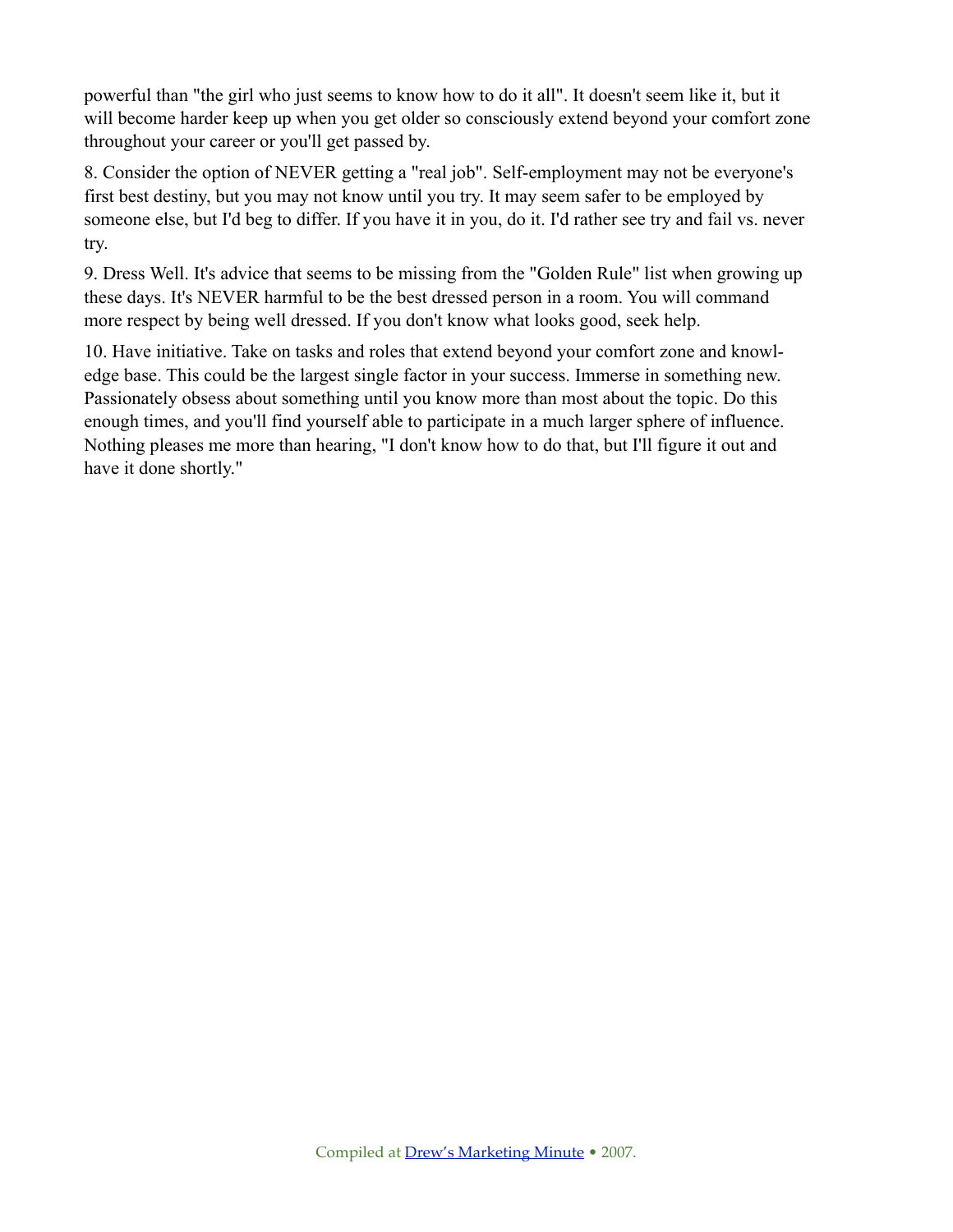powerful than "the girl who just seems to know how to do it all". It doesn't seem like it, but it will become harder keep up when you get older so consciously extend beyond your comfort zone throughout your career or you'll get passed by.

8. Consider the option of NEVER getting a "real job". Self-employment may not be everyone's first best destiny, but you may not know until you try. It may seem safer to be employed by someone else, but I'd beg to differ. If you have it in you, do it. I'd rather see try and fail vs. never try.

9. Dress Well. It's advice that seems to be missing from the "Golden Rule" list when growing up these days. It's NEVER harmful to be the best dressed person in a room. You will command more respect by being well dressed. If you don't know what looks good, seek help.

10. Have initiative. Take on tasks and roles that extend beyond your comfort zone and knowledge base. This could be the largest single factor in your success. Immerse in something new. Passionately obsess about something until you know more than most about the topic. Do this enough times, and you'll find yourself able to participate in a much larger sphere of influence. Nothing pleases me more than hearing, "I don't know how to do that, but I'll figure it out and have it done shortly."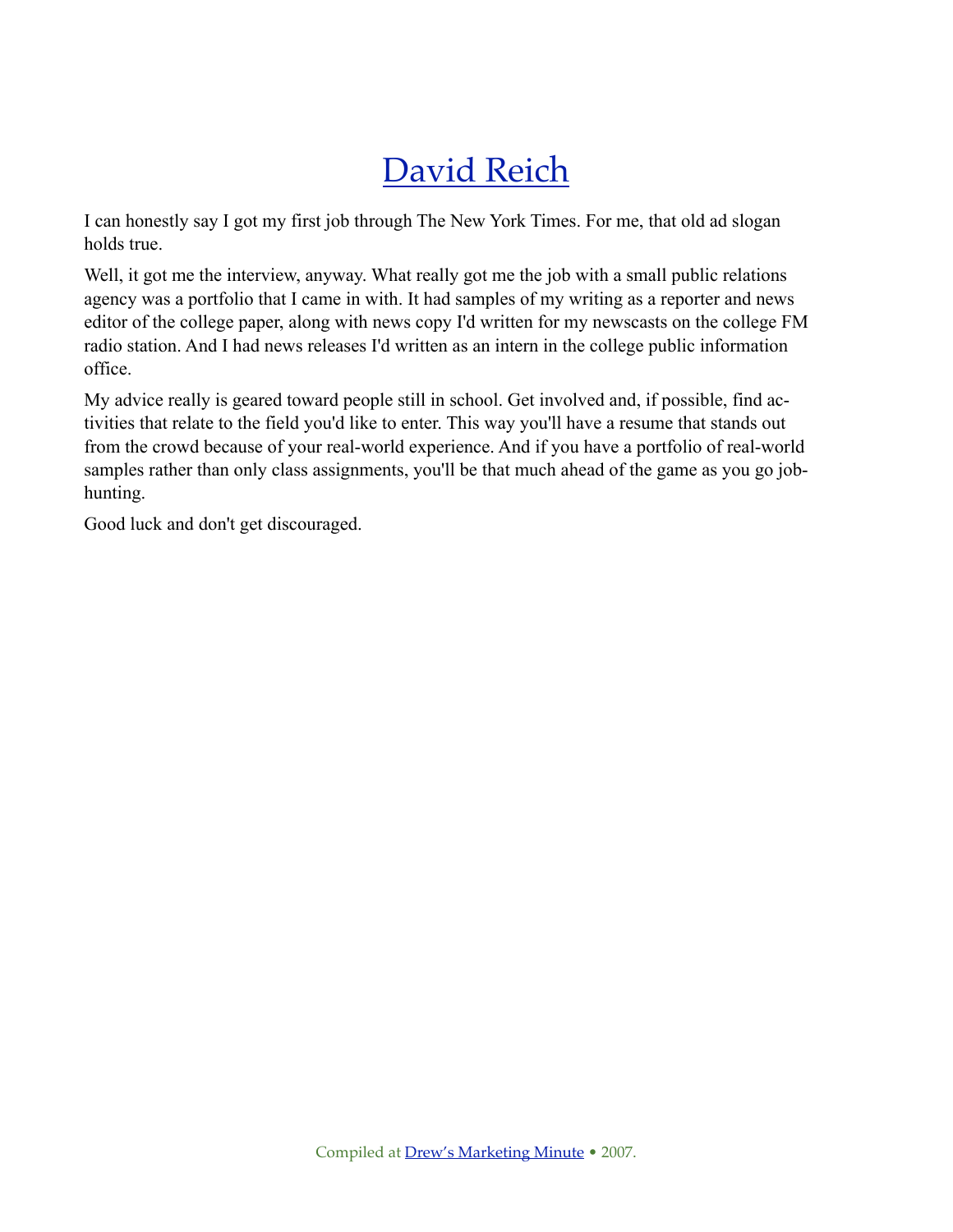# David Reich

I can honestly say I got my first job through The New York Times. For me, that old ad slogan holds true.

Well, it got me the interview, anyway. What really got me the job with a small public relations agency was a portfolio that I came in with. It had samples of my writing as a reporter and news editor of the college paper, along with news copy I'd written for my newscasts on the college FM radio station. And I had news releases I'd written as an intern in the college public information office.

My advice really is geared toward people still in school. Get involved and, if possible, find activities that relate to the field you'd like to enter. This way you'll have a resume that stands out from the crowd because of your real-world experience. And if you have a portfolio of real-world samples rather than only class assignments, you'll be that much ahead of the game as you go job-hunting.

Good luck and don't get discouraged.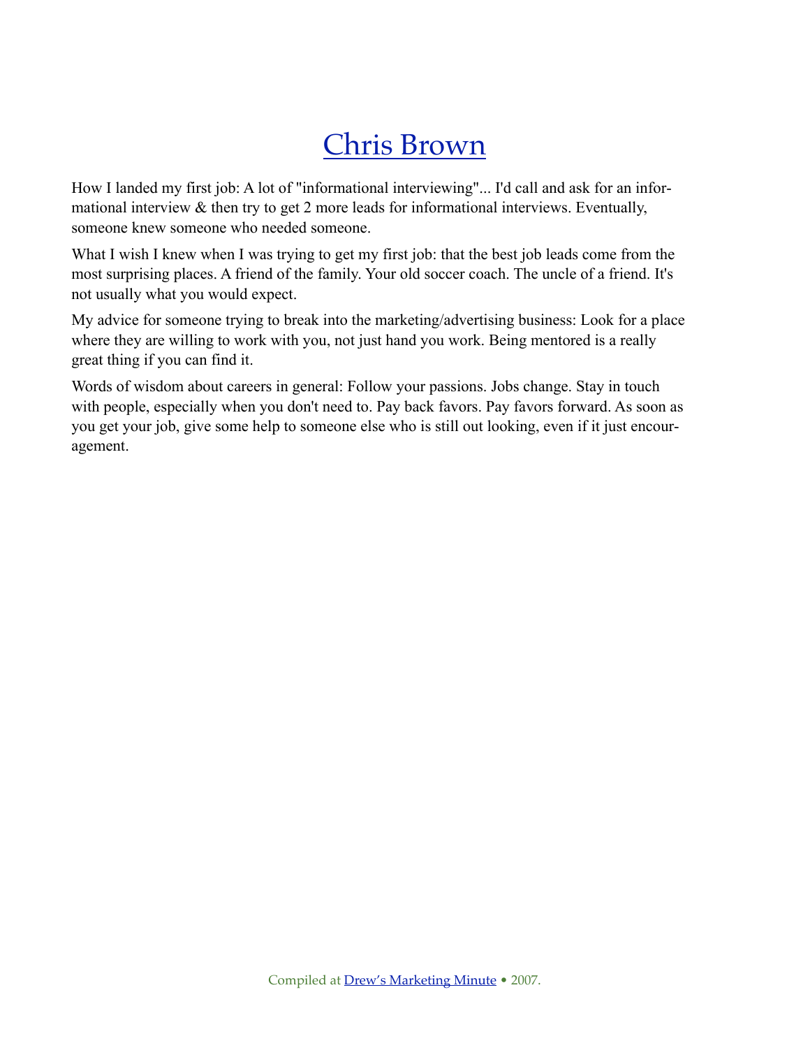# Chris Brown

How I landed my first job: A lot of "informational interviewing"... I'd call and ask for an informational interview & then try to get 2 more leads for informational interviews. Eventually, someone knew someone who needed someone.

What I wish I knew when I was trying to get my first job: that the best job leads come from the most surprising places. A friend of the family. Your old soccer coach. The uncle of a friend. It's not usually what you would expect.

My advice for someone trying to break into the marketing/advertising business: Look for a place where they are willing to work with you, not just hand you work. Being mentored is a really great thing if you can find it.

Words of wisdom about careers in general: Follow your passions. Jobs change. Stay in touch with people, especially when you don't need to. Pay back favors. Pay favors forward. As soon as you get your job, give some help to someone else who is still out looking, even if it just encouragement.

Compiled at Drew's Marketing Minute • 2007.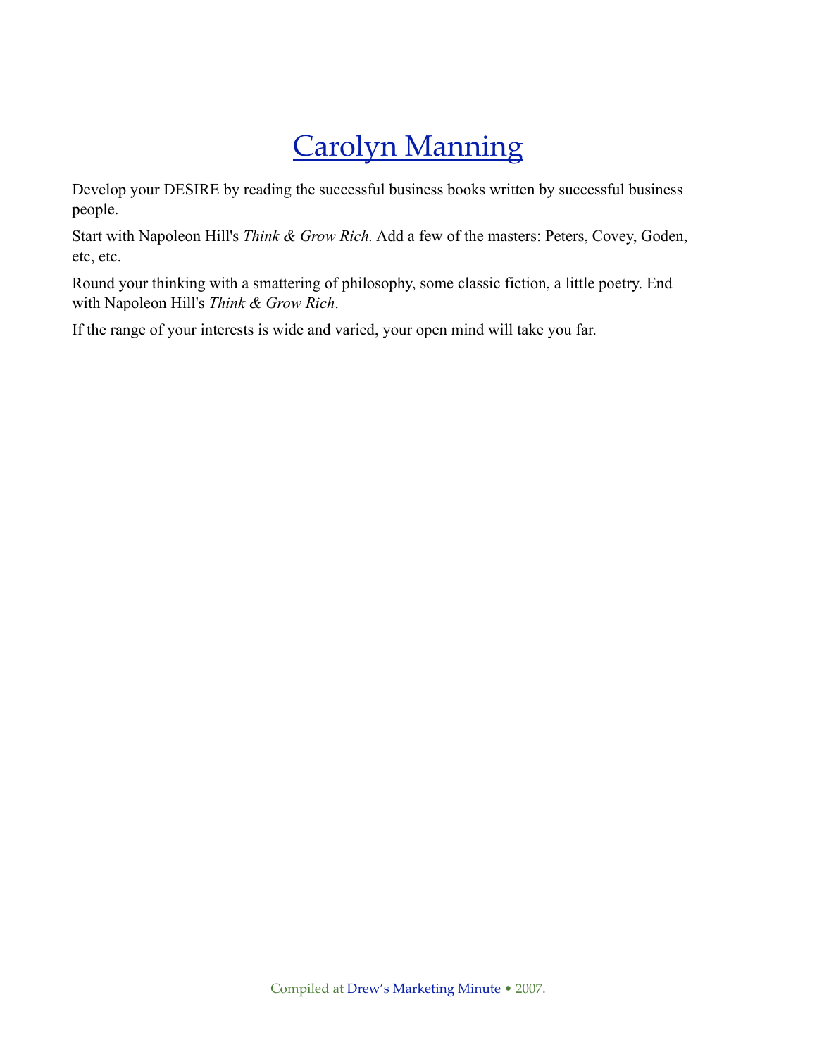# Carolyn Manning

Develop your DESIRE by reading the successful business books written by successful business people.

Start with Napoleon Hill's *Think & Grow Rich.* Add a few of the masters: Peters, Covey, Goden, etc, etc.

Round your thinking with a smattering of philosophy, some classic fiction, a little poetry. End with Napoleon Hill's *Think & Grow Rich*.

If the range of your interests is wide and varied, your open mind will take you far.

Compiled at Drew's Marketing Minute • 2007.